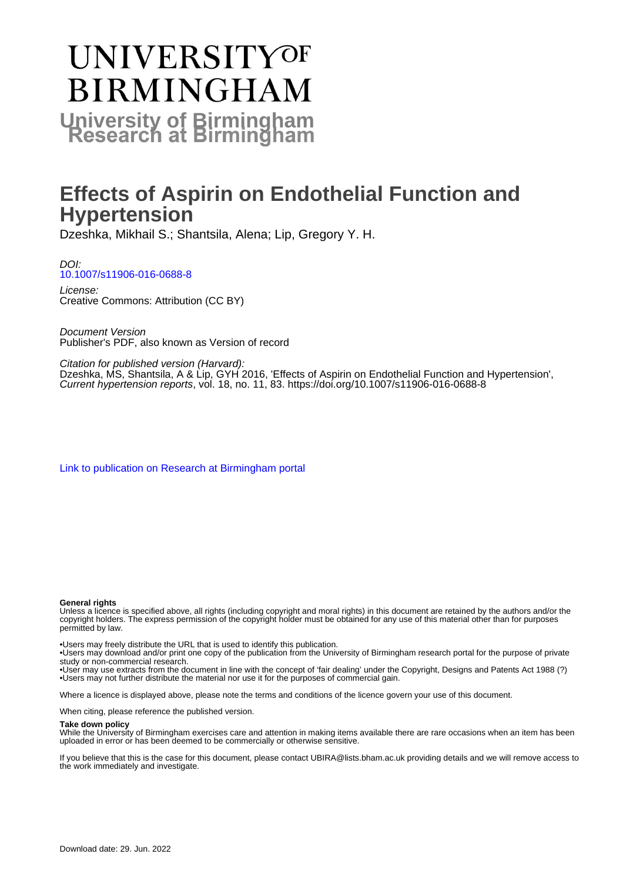# UNIVERSITY OF BIRMINGHAM

**University of Birmingham Research at Birmingham**

# Effects of Aspirin on Endothelial Function and Hypertension

Dzeshka, Mikhail S.; Shantsila, Alena; Lip, Gregory Y. H.

*DOI:*
10.1007/s11906-016-0688-8

*License:*
Creative Commons: Attribution (CC BY)

*Document Version*
Publisher's PDF, also known as Version of record

*Citation for published version (Harvard):*
Dzeshka, MS, Shantsila, A & Lip, GYH 2016, 'Effects of Aspirin on Endothelial Function and Hypertension', *Current hypertension reports*, vol. 18, no. 11, 83. https://doi.org/10.1007/s11906-016-0688-8

Link to publication on Research at Birmingham portal

**General rights**
Unless a licence is specified above, all rights (including copyright and moral rights) in this document are retained by the authors and/or the copyright holders. The express permission of the copyright holder must be obtained for any use of this material other than for purposes permitted by law.

- Users may freely distribute the URL that is used to identify this publication.
- Users may download and/or print one copy of the publication from the University of Birmingham research portal for the purpose of private study or non-commercial research.
- User may use extracts from the document in line with the concept of 'fair dealing' under the Copyright, Designs and Patents Act 1988 (?)
- Users may not further distribute the material nor use it for the purposes of commercial gain.

Where a licence is displayed above, please note the terms and conditions of the licence govern your use of this document.

When citing, please reference the published version.

**Take down policy**
While the University of Birmingham exercises care and attention in making items available there are rare occasions when an item has been uploaded in error or has been deemed to be commercially or otherwise sensitive.

If you believe that this is the case for this document, please contact UBIRA@lists.bham.ac.uk providing details and we will remove access to the work immediately and investigate.

Download date: 29. Jun. 2022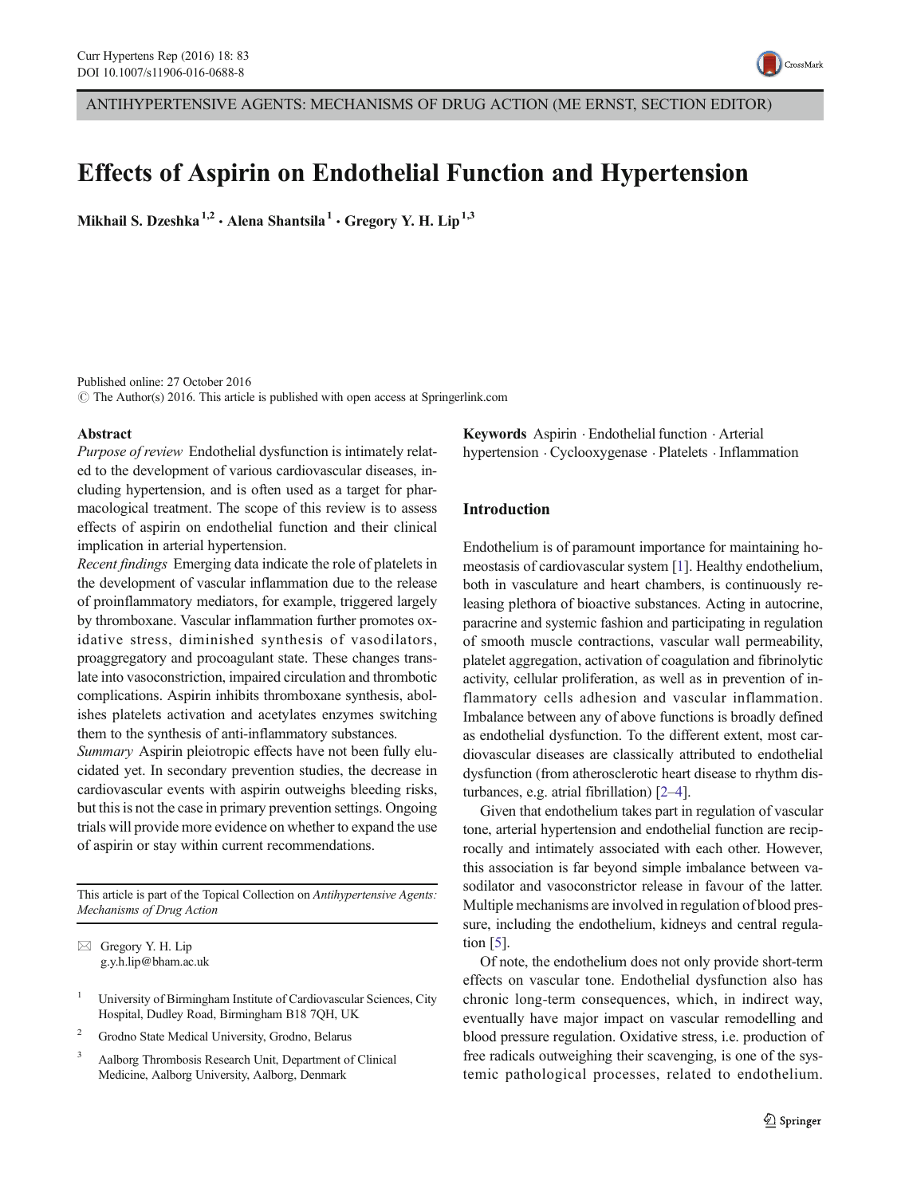# Effects of Aspirin on Endothelial Function and Hypertension

Mikhail S. Dzeshka[1,2] · Alena Shantsila[1] · Gregory Y. H. Lip[1,3]

Published online: 27 October 2016
© The Author(s) 2016. This article is published with open access at Springerlink.com

**Abstract**

*Purpose of review* Endothelial dysfunction is intimately related to the development of various cardiovascular diseases, including hypertension, and is often used as a target for pharmacological treatment. The scope of this review is to assess effects of aspirin on endothelial function and their clinical implication in arterial hypertension.

*Recent findings* Emerging data indicate the role of platelets in the development of vascular inflammation due to the release of proinflammatory mediators, for example, triggered largely by thromboxane. Vascular inflammation further promotes oxidative stress, diminished synthesis of vasodilators, proaggregatory and procoagulant state. These changes translate into vasoconstriction, impaired circulation and thrombotic complications. Aspirin inhibits thromboxane synthesis, abolishes platelets activation and acetylates enzymes switching them to the synthesis of anti-inflammatory substances.

*Summary* Aspirin pleiotropic effects have not been fully elucidated yet. In secondary prevention studies, the decrease in cardiovascular events with aspirin outweighs bleeding risks, but this is not the case in primary prevention settings. Ongoing trials will provide more evidence on whether to expand the use of aspirin or stay within current recommendations.

This article is part of the Topical Collection on *Antihypertensive Agents: Mechanisms of Drug Action*

✉ Gregory Y. H. Lip
g.y.h.lip@bham.ac.uk

[1] University of Birmingham Institute of Cardiovascular Sciences, City Hospital, Dudley Road, Birmingham B18 7QH, UK

[2] Grodno State Medical University, Grodno, Belarus

[3] Aalborg Thrombosis Research Unit, Department of Clinical Medicine, Aalborg University, Aalborg, Denmark

**Keywords** Aspirin · Endothelial function · Arterial hypertension · Cyclooxygenase · Platelets · Inflammation

## Introduction

Endothelium is of paramount importance for maintaining homeostasis of cardiovascular system [1]. Healthy endothelium, both in vasculature and heart chambers, is continuously releasing plethora of bioactive substances. Acting in autocrine, paracrine and systemic fashion and participating in regulation of smooth muscle contractions, vascular wall permeability, platelet aggregation, activation of coagulation and fibrinolytic activity, cellular proliferation, as well as in prevention of inflammatory cells adhesion and vascular inflammation. Imbalance between any of above functions is broadly defined as endothelial dysfunction. To the different extent, most cardiovascular diseases are classically attributed to endothelial dysfunction (from atherosclerotic heart disease to rhythm disturbances, e.g. atrial fibrillation) [2–4].

Given that endothelium takes part in regulation of vascular tone, arterial hypertension and endothelial function are reciprocally and intimately associated with each other. However, this association is far beyond simple imbalance between vasodilator and vasoconstrictor release in favour of the latter. Multiple mechanisms are involved in regulation of blood pressure, including the endothelium, kidneys and central regulation [5].

Of note, the endothelium does not only provide short-term effects on vascular tone. Endothelial dysfunction also has chronic long-term consequences, which, in indirect way, eventually have major impact on vascular remodelling and blood pressure regulation. Oxidative stress, i.e. production of free radicals outweighing their scavenging, is one of the systemic pathological processes, related to endothelium.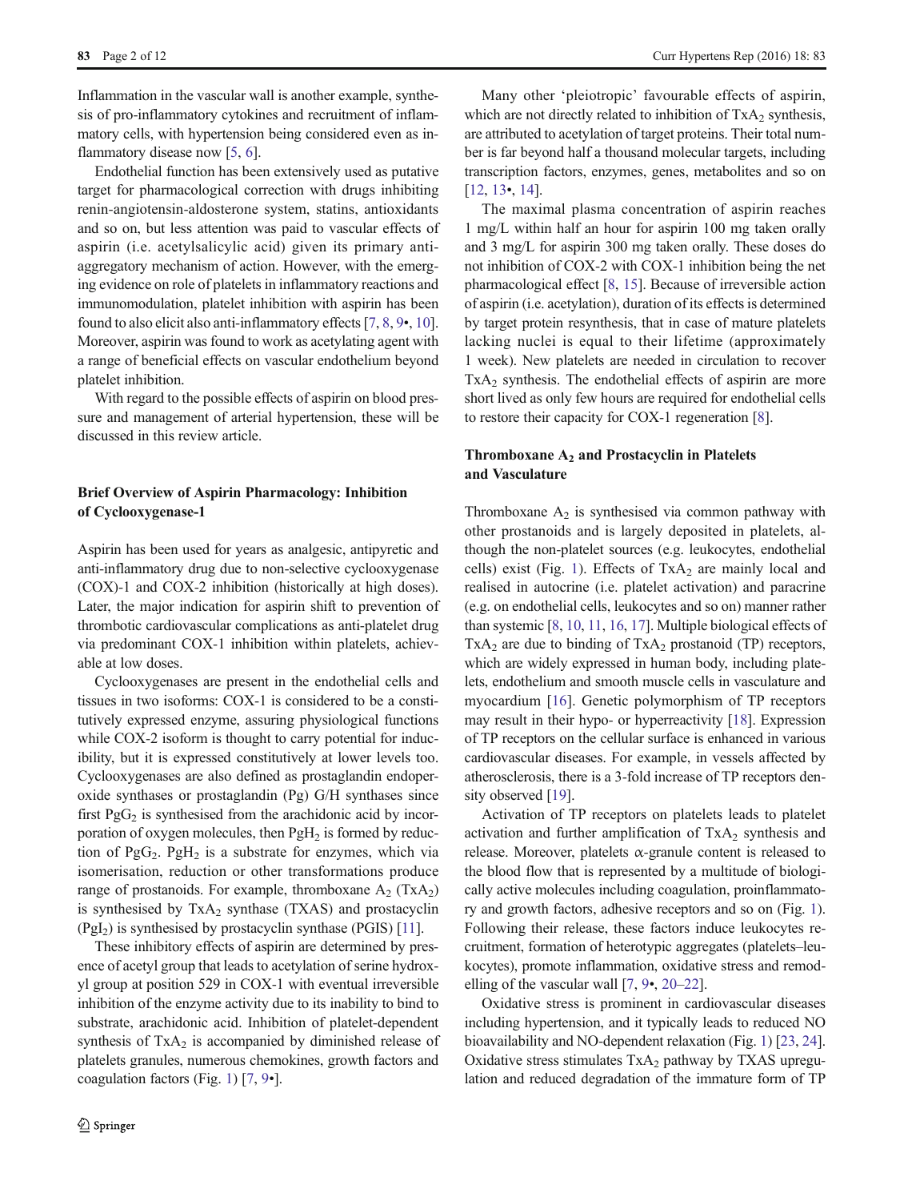Inflammation in the vascular wall is another example, synthesis of pro-inflammatory cytokines and recruitment of inflammatory cells, with hypertension being considered even as inflammatory disease now [5, 6].

Endothelial function has been extensively used as putative target for pharmacological correction with drugs inhibiting renin-angiotensin-aldosterone system, statins, antioxidants and so on, but less attention was paid to vascular effects of aspirin (i.e. acetylsalicylic acid) given its primary anti-aggregatory mechanism of action. However, with the emerging evidence on role of platelets in inflammatory reactions and immunomodulation, platelet inhibition with aspirin has been found to also elicit also anti-inflammatory effects [7, 8, 9•, 10]. Moreover, aspirin was found to work as acetylating agent with a range of beneficial effects on vascular endothelium beyond platelet inhibition.

With regard to the possible effects of aspirin on blood pressure and management of arterial hypertension, these will be discussed in this review article.

## Brief Overview of Aspirin Pharmacology: Inhibition of Cyclooxygenase-1

Aspirin has been used for years as analgesic, antipyretic and anti-inflammatory drug due to non-selective cyclooxygenase (COX)-1 and COX-2 inhibition (historically at high doses). Later, the major indication for aspirin shift to prevention of thrombotic cardiovascular complications as anti-platelet drug via predominant COX-1 inhibition within platelets, achievable at low doses.

Cyclooxygenases are present in the endothelial cells and tissues in two isoforms: COX-1 is considered to be a constitutively expressed enzyme, assuring physiological functions while COX-2 isoform is thought to carry potential for inducibility, but it is expressed constitutively at lower levels too. Cyclooxygenases are also defined as prostaglandin endoperoxide synthases or prostaglandin (Pg) G/H synthases since first $PgG_2$ is synthesised from the arachidonic acid by incorporation of oxygen molecules, then $PgH_2$ is formed by reduction of $PgG_2$. $PgH_2$ is a substrate for enzymes, which via isomerisation, reduction or other transformations produce range of prostanoids. For example, thromboxane $A_2$ ($TxA_2$) is synthesised by $TxA_2$ synthase (TXAS) and prostacyclin ($PgI_2$) is synthesised by prostacyclin synthase (PGIS) [11].

These inhibitory effects of aspirin are determined by presence of acetyl group that leads to acetylation of serine hydroxyl group at position 529 in COX-1 with eventual irreversible inhibition of the enzyme activity due to its inability to bind to substrate, arachidonic acid. Inhibition of platelet-dependent synthesis of $TxA_2$ is accompanied by diminished release of platelets granules, numerous chemokines, growth factors and coagulation factors (Fig. 1) [7, 9•].

Many other 'pleiotropic' favourable effects of aspirin, which are not directly related to inhibition of $TxA_2$ synthesis, are attributed to acetylation of target proteins. Their total number is far beyond half a thousand molecular targets, including transcription factors, enzymes, genes, metabolites and so on [12, 13•, 14].

The maximal plasma concentration of aspirin reaches 1 mg/L within half an hour for aspirin 100 mg taken orally and 3 mg/L for aspirin 300 mg taken orally. These doses do not inhibition of COX-2 with COX-1 inhibition being the net pharmacological effect [8, 15]. Because of irreversible action of aspirin (i.e. acetylation), duration of its effects is determined by target protein resynthesis, that in case of mature platelets lacking nuclei is equal to their lifetime (approximately 1 week). New platelets are needed in circulation to recover $TxA_2$ synthesis. The endothelial effects of aspirin are more short lived as only few hours are required for endothelial cells to restore their capacity for COX-1 regeneration [8].

## Thromboxane $A_2$ and Prostacyclin in Platelets and Vasculature

Thromboxane $A_2$ is synthesised via common pathway with other prostanoids and is largely deposited in platelets, although the non-platelet sources (e.g. leukocytes, endothelial cells) exist (Fig. 1). Effects of $TxA_2$ are mainly local and realised in autocrine (i.e. platelet activation) and paracrine (e.g. on endothelial cells, leukocytes and so on) manner rather than systemic [8, 10, 11, 16, 17]. Multiple biological effects of $TxA_2$ are due to binding of $TxA_2$ prostanoid (TP) receptors, which are widely expressed in human body, including platelets, endothelium and smooth muscle cells in vasculature and myocardium [16]. Genetic polymorphism of TP receptors may result in their hypo- or hyperreactivity [18]. Expression of TP receptors on the cellular surface is enhanced in various cardiovascular diseases. For example, in vessels affected by atherosclerosis, there is a 3-fold increase of TP receptors density observed [19].

Activation of TP receptors on platelets leads to platelet activation and further amplification of $TxA_2$ synthesis and release. Moreover, platelets α-granule content is released to the blood flow that is represented by a multitude of biologically active molecules including coagulation, proinflammatory and growth factors, adhesive receptors and so on (Fig. 1). Following their release, these factors induce leukocytes recruitment, formation of heterotypic aggregates (platelets–leukocytes), promote inflammation, oxidative stress and remodelling of the vascular wall [7, 9•, 20–22].

Oxidative stress is prominent in cardiovascular diseases including hypertension, and it typically leads to reduced NO bioavailability and NO-dependent relaxation (Fig. 1) [23, 24]. Oxidative stress stimulates $TxA_2$ pathway by TXAS upregulation and reduced degradation of the immature form of TP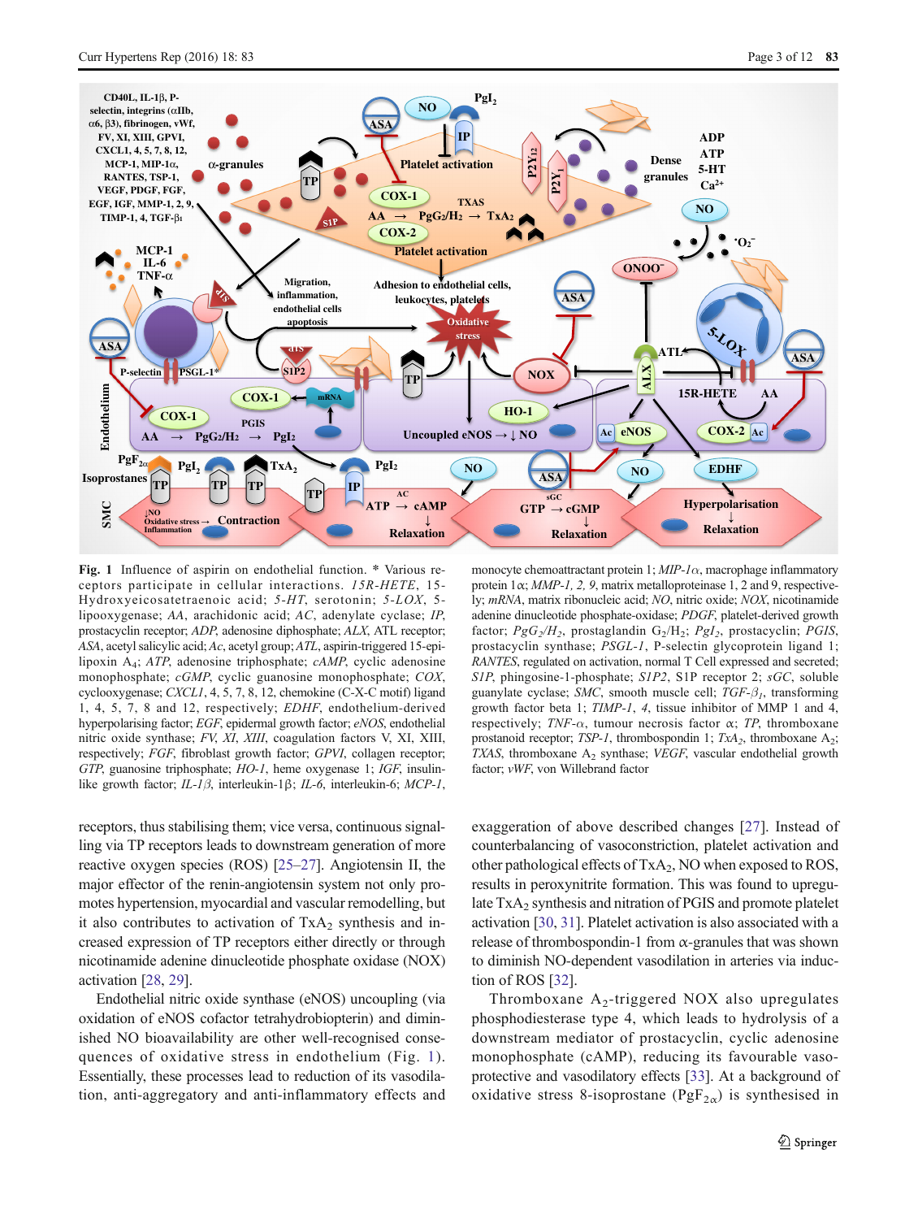**Fig. 1** Influence of aspirin on endothelial function. * Various receptors participate in cellular interactions. *15R-HETE*, 15-Hydroxyeicosatetraenoic acid; *5-HT*, serotonin; *5-LOX*, 5-lipooxygenase; *AA*, arachidonic acid; *AC*, adenylate cyclase; *IP*, prostacyclin receptor; *ADP*, adenosine diphosphate; *ALX*, ATL receptor; *ASA*, acetyl salicylic acid; *Ac*, acetyl group; *ATL*, aspirin-triggered 15-epi-lipoxin $A_4$; *ATP*, adenosine triphosphate; *cAMP*, cyclic adenosine monophosphate; *cGMP*, cyclic guanosine monophosphate; *COX*, cyclooxygenase; *CXCL1*, 4, 5, 7, 8, 12, chemokine (C-X-C motif) ligand 1, 4, 5, 7, 8 and 12, respectively; *EDHF*, endothelium-derived hyperpolarising factor; *EGF*, epidermal growth factor; *eNOS*, endothelial nitric oxide synthase; *FV, XI, XIII*, coagulation factors V, XI, XIII, respectively; *FGF*, fibroblast growth factor; *GPVI*, collagen receptor; *GTP*, guanosine triphosphate; *HO-1*, heme oxygenase 1; *IGF*, insulin-like growth factor; *IL-1β*, interleukin-1β; *IL-6*, interleukin-6; *MCP-1*, monocyte chemoattractant protein 1; *MIP-1α*, macrophage inflammatory protein 1α; *MMP-1, 2, 9*, matrix metalloproteinase 1, 2 and 9, respectively; *mRNA*, matrix ribonucleic acid; *NO*, nitric oxide; *NOX*, nicotinamide adenine dinucleotide phosphate-oxidase; *PDGF*, platelet-derived growth factor; *$PgG_2/H_2$*, prostaglandin $G_2/H_2$; *$PgI_2$*, prostacyclin; *PGIS*, prostacyclin synthase; *PSGL-1*, P-selectin glycoprotein ligand 1; *RANTES*, regulated on activation, normal T Cell expressed and secreted; *S1P*, phingosine-1-phosphate; *S1P2*, S1P receptor 2; *sGC*, soluble guanylate cyclase; *SMC*, smooth muscle cell; *TGF-$\beta_1$*, transforming growth factor beta 1; *TIMP-1, 4*, tissue inhibitor of MMP 1 and 4, respectively; *TNF-α*, tumour necrosis factor α; *TP*, thromboxane prostanoid receptor; *TSP-1*, thrombospondin 1; *$TxA_2$*, thromboxane $A_2$; *TXAS*, thromboxane $A_2$ synthase; *VEGF*, vascular endothelial growth factor; *vWF*, von Willebrand factor

receptors, thus stabilising them; vice versa, continuous signalling via TP receptors leads to downstream generation of more reactive oxygen species (ROS) [25–27]. Angiotensin II, the major effector of the renin-angiotensin system not only promotes hypertension, myocardial and vascular remodelling, but it also contributes to activation of $TxA_2$ synthesis and increased expression of TP receptors either directly or through nicotinamide adenine dinucleotide phosphate oxidase (NOX) activation [28, 29].

Endothelial nitric oxide synthase (eNOS) uncoupling (via oxidation of eNOS cofactor tetrahydrobiopterin) and diminished NO bioavailability are other well-recognised consequences of oxidative stress in endothelium (Fig. 1). Essentially, these processes lead to reduction of its vasodilatation, anti-aggregatory and anti-inflammatory effects and exaggeration of above described changes [27]. Instead of counterbalancing of vasoconstriction, platelet activation and other pathological effects of $TxA_2$, NO when exposed to ROS, results in peroxynitrite formation. This was found to upregulate $TxA_2$ synthesis and nitration of PGIS and promote platelet activation [30, 31]. Platelet activation is also associated with a release of thrombospondin-1 from α-granules that was shown to diminish NO-dependent vasodilation in arteries via induction of ROS [32].

Thromboxane $A_2$-triggered NOX also upregulates phosphodiesterase type 4, which leads to hydrolysis of a downstream mediator of prostacyclin, cyclic adenosine monophosphate (cAMP), reducing its favourable vasoprotective and vasodilatory effects [33]. At a background of oxidative stress 8-isoprostane ($PgF_{2\alpha}$) is synthesised in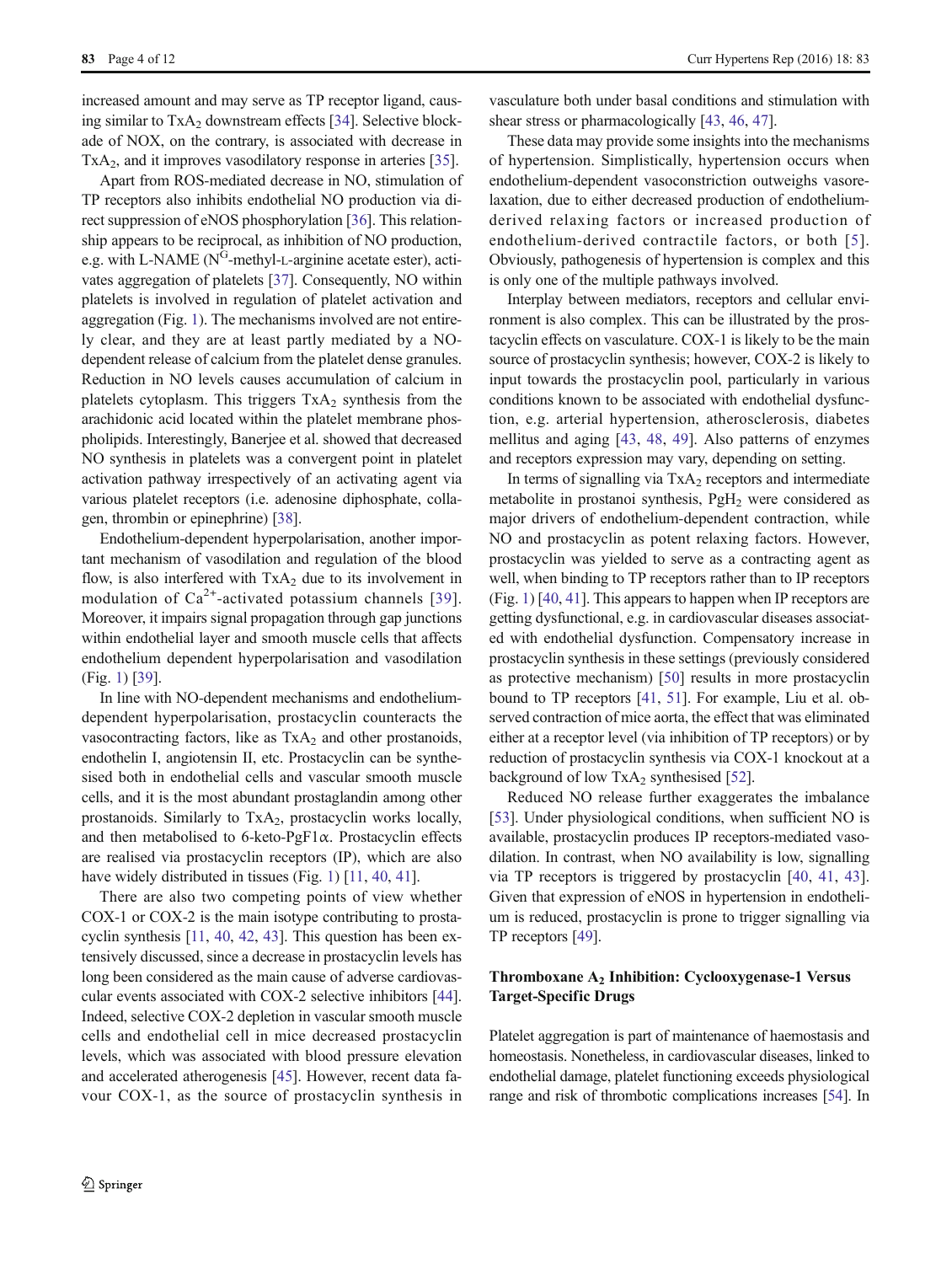increased amount and may serve as TP receptor ligand, causing similar to $TxA_2$ downstream effects [34]. Selective blockade of NOX, on the contrary, is associated with decrease in $TxA_2$, and it improves vasodilatory response in arteries [35].

Apart from ROS-mediated decrease in NO, stimulation of TP receptors also inhibits endothelial NO production via direct suppression of eNOS phosphorylation [36]. This relationship appears to be reciprocal, as inhibition of NO production, e.g. with L-NAME ($N^G$-methyl-L-arginine acetate ester), activates aggregation of platelets [37]. Consequently, NO within platelets is involved in regulation of platelet activation and aggregation (Fig. 1). The mechanisms involved are not entirely clear, and they are at least partly mediated by a NO-dependent release of calcium from the platelet dense granules. Reduction in NO levels causes accumulation of calcium in platelets cytoplasm. This triggers $TxA_2$ synthesis from the arachidonic acid located within the platelet membrane phospholipids. Interestingly, Banerjee et al. showed that decreased NO synthesis in platelets was a convergent point in platelet activation pathway irrespectively of an activating agent via various platelet receptors (i.e. adenosine diphosphate, collagen, thrombin or epinephrine) [38].

Endothelium-dependent hyperpolarisation, another important mechanism of vasodilation and regulation of the blood flow, is also interfered with $TxA_2$ due to its involvement in modulation of $Ca^{2+}$-activated potassium channels [39]. Moreover, it impairs signal propagation through gap junctions within endothelial layer and smooth muscle cells that affects endothelium dependent hyperpolarisation and vasodilation (Fig. 1) [39].

In line with NO-dependent mechanisms and endothelium-dependent hyperpolarisation, prostacyclin counteracts the vasocontracting factors, like as $TxA_2$ and other prostanoids, endothelin I, angiotensin II, etc. Prostacyclin can be synthesised both in endothelial cells and vascular smooth muscle cells, and it is the most abundant prostaglandin among other prostanoids. Similarly to $TxA_2$, prostacyclin works locally, and then metabolised to 6-keto-PgF1α. Prostacyclin effects are realised via prostacyclin receptors (IP), which are also have widely distributed in tissues (Fig. 1) [11, 40, 41].

There are also two competing points of view whether COX-1 or COX-2 is the main isotype contributing to prostacyclin synthesis [11, 40, 42, 43]. This question has been extensively discussed, since a decrease in prostacyclin levels has long been considered as the main cause of adverse cardiovascular events associated with COX-2 selective inhibitors [44]. Indeed, selective COX-2 depletion in vascular smooth muscle cells and endothelial cell in mice decreased prostacyclin levels, which was associated with blood pressure elevation and accelerated atherogenesis [45]. However, recent data favour COX-1, as the source of prostacyclin synthesis in vasculature both under basal conditions and stimulation with shear stress or pharmacologically [43, 46, 47].

These data may provide some insights into the mechanisms of hypertension. Simplistically, hypertension occurs when endothelium-dependent vasoconstriction outweighs vasorelaxation, due to either decreased production of endothelium-derived relaxing factors or increased production of endothelium-derived contractile factors, or both [5]. Obviously, pathogenesis of hypertension is complex and this is only one of the multiple pathways involved.

Interplay between mediators, receptors and cellular environment is also complex. This can be illustrated by the prostacyclin effects on vasculature. COX-1 is likely to be the main source of prostacyclin synthesis; however, COX-2 is likely to input towards the prostacyclin pool, particularly in various conditions known to be associated with endothelial dysfunction, e.g. arterial hypertension, atherosclerosis, diabetes mellitus and aging [43, 48, 49]. Also patterns of enzymes and receptors expression may vary, depending on setting.

In terms of signalling via $TxA_2$ receptors and intermediate metabolite in prostanoi synthesis, $PgH_2$ were considered as major drivers of endothelium-dependent contraction, while NO and prostacyclin as potent relaxing factors. However, prostacyclin was yielded to serve as a contracting agent as well, when binding to TP receptors rather than to IP receptors (Fig. 1) [40, 41]. This appears to happen when IP receptors are getting dysfunctional, e.g. in cardiovascular diseases associated with endothelial dysfunction. Compensatory increase in prostacyclin synthesis in these settings (previously considered as protective mechanism) [50] results in more prostacyclin bound to TP receptors [41, 51]. For example, Liu et al. observed contraction of mice aorta, the effect that was eliminated either at a receptor level (via inhibition of TP receptors) or by reduction of prostacyclin synthesis via COX-1 knockout at a background of low $TxA_2$ synthesised [52].

Reduced NO release further exaggerates the imbalance [53]. Under physiological conditions, when sufficient NO is available, prostacyclin produces IP receptors-mediated vasodilation. In contrast, when NO availability is low, signalling via TP receptors is triggered by prostacyclin [40, 41, 43]. Given that expression of eNOS in hypertension in endothelium is reduced, prostacyclin is prone to trigger signalling via TP receptors [49].

## Thromboxane $A_2$ Inhibition: Cyclooxygenase-1 Versus Target-Specific Drugs

Platelet aggregation is part of maintenance of haemostasis and homeostasis. Nonetheless, in cardiovascular diseases, linked to endothelial damage, platelet functioning exceeds physiological range and risk of thrombotic complications increases [54]. In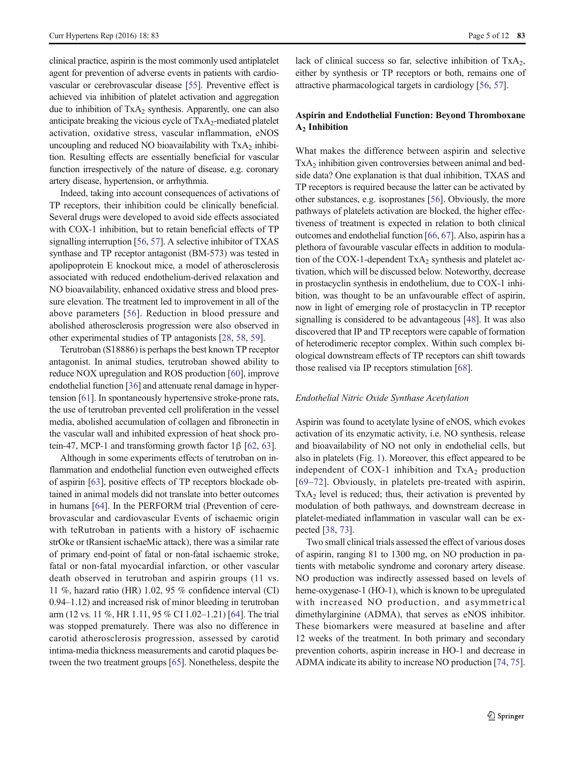clinical practice, aspirin is the most commonly used antiplatelet agent for prevention of adverse events in patients with cardiovascular or cerebrovascular disease [55]. Preventive effect is achieved via inhibition of platelet activation and aggregation due to inhibition of $TxA_2$ synthesis. Apparently, one can also anticipate breaking the vicious cycle of $TxA_2$-mediated platelet activation, oxidative stress, vascular inflammation, eNOS uncoupling and reduced NO bioavailability with $TxA_2$ inhibition. Resulting effects are essentially beneficial for vascular function irrespectively of the nature of disease, e.g. coronary artery disease, hypertension, or arrhythmia.

Indeed, taking into account consequences of activations of TP receptors, their inhibition could be clinically beneficial. Several drugs were developed to avoid side effects associated with COX-1 inhibition, but to retain beneficial effects of TP signalling interruption [56, 57]. A selective inhibitor of TXAS synthase and TP receptor antagonist (BM-573) was tested in apolipoprotein E knockout mice, a model of atherosclerosis associated with reduced endothelium-derived relaxation and NO bioavailability, enhanced oxidative stress and blood pressure elevation. The treatment led to improvement in all of the above parameters [56]. Reduction in blood pressure and abolished atherosclerosis progression were also observed in other experimental studies of TP antagonists [28, 58, 59].

Terutroban (S18886) is perhaps the best known TP receptor antagonist. In animal studies, terutroban showed ability to reduce NOX upregulation and ROS production [60], improve endothelial function [36] and attenuate renal damage in hypertension [61]. In spontaneously hypertensive stroke-prone rats, the use of terutroban prevented cell proliferation in the vessel media, abolished accumulation of collagen and fibronectin in the vascular wall and inhibited expression of heat shock protein-47, MCP-1 and transforming growth factor 1β [62, 63].

Although in some experiments effects of terutroban on inflammation and endothelial function even outweighed effects of aspirin [63], positive effects of TP receptors blockade obtained in animal models did not translate into better outcomes in humans [64]. In the PERFORM trial (Prevention of cerebrovascular and cardiovascular Events of ischaemic origin with teRutroban in patients with a history oF ischaemic strOke or tRansient ischaeMic attack), there was a similar rate of primary end-point of fatal or non-fatal ischaemic stroke, fatal or non-fatal myocardial infarction, or other vascular death observed in terutroban and aspirin groups (11 vs. 11 %, hazard ratio (HR) 1.02, 95 % confidence interval (CI) 0.94–1.12) and increased risk of minor bleeding in terutroban arm (12 vs. 11 %, HR 1.11, 95 % CI 1.02–1.21) [64]. The trial was stopped prematurely. There was also no difference in carotid atherosclerosis progression, assessed by carotid intima-media thickness measurements and carotid plaques between the two treatment groups [65]. Nonetheless, despite the lack of clinical success so far, selective inhibition of $TxA_2$, either by synthesis or TP receptors or both, remains one of attractive pharmacological targets in cardiology [56, 57].

## Aspirin and Endothelial Function: Beyond Thromboxane $A_2$ Inhibition

What makes the difference between aspirin and selective $TxA_2$ inhibition given controversies between animal and bedside data? One explanation is that dual inhibition, TXAS and TP receptors is required because the latter can be activated by other substances, e.g. isoprostanes [56]. Obviously, the more pathways of platelets activation are blocked, the higher effectiveness of treatment is expected in relation to both clinical outcomes and endothelial function [66, 67]. Also, aspirin has a plethora of favourable vascular effects in addition to modulation of the COX-1-dependent $TxA_2$ synthesis and platelet activation, which will be discussed below. Noteworthy, decrease in prostacyclin synthesis in endothelium, due to COX-1 inhibition, was thought to be an unfavourable effect of aspirin, now in light of emerging role of prostacyclin in TP receptor signalling is considered to be advantageous [48]. It was also discovered that IP and TP receptors were capable of formation of heterodimeric receptor complex. Within such complex biological downstream effects of TP receptors can shift towards those realised via IP receptors stimulation [68].

### *Endothelial Nitric Oxide Synthase Acetylation*

Aspirin was found to acetylate lysine of eNOS, which evokes activation of its enzymatic activity, i.e. NO synthesis, release and bioavailability of NO not only in endothelial cells, but also in platelets (Fig. 1). Moreover, this effect appeared to be independent of COX-1 inhibition and $TxA_2$ production [69–72]. Obviously, in platelets pre-treated with aspirin, $TxA_2$ level is reduced; thus, their activation is prevented by modulation of both pathways, and downstream decrease in platelet-mediated inflammation in vascular wall can be expected [38, 73].

Two small clinical trials assessed the effect of various doses of aspirin, ranging 81 to 1300 mg, on NO production in patients with metabolic syndrome and coronary artery disease. NO production was indirectly assessed based on levels of heme-oxygenase-1 (HO-1), which is known to be upregulated with increased NO production, and asymmetrical dimethylarginine (ADMA), that serves as eNOS inhibitor. These biomarkers were measured at baseline and after 12 weeks of the treatment. In both primary and secondary prevention cohorts, aspirin increase in HO-1 and decrease in ADMA indicate its ability to increase NO production [74, 75].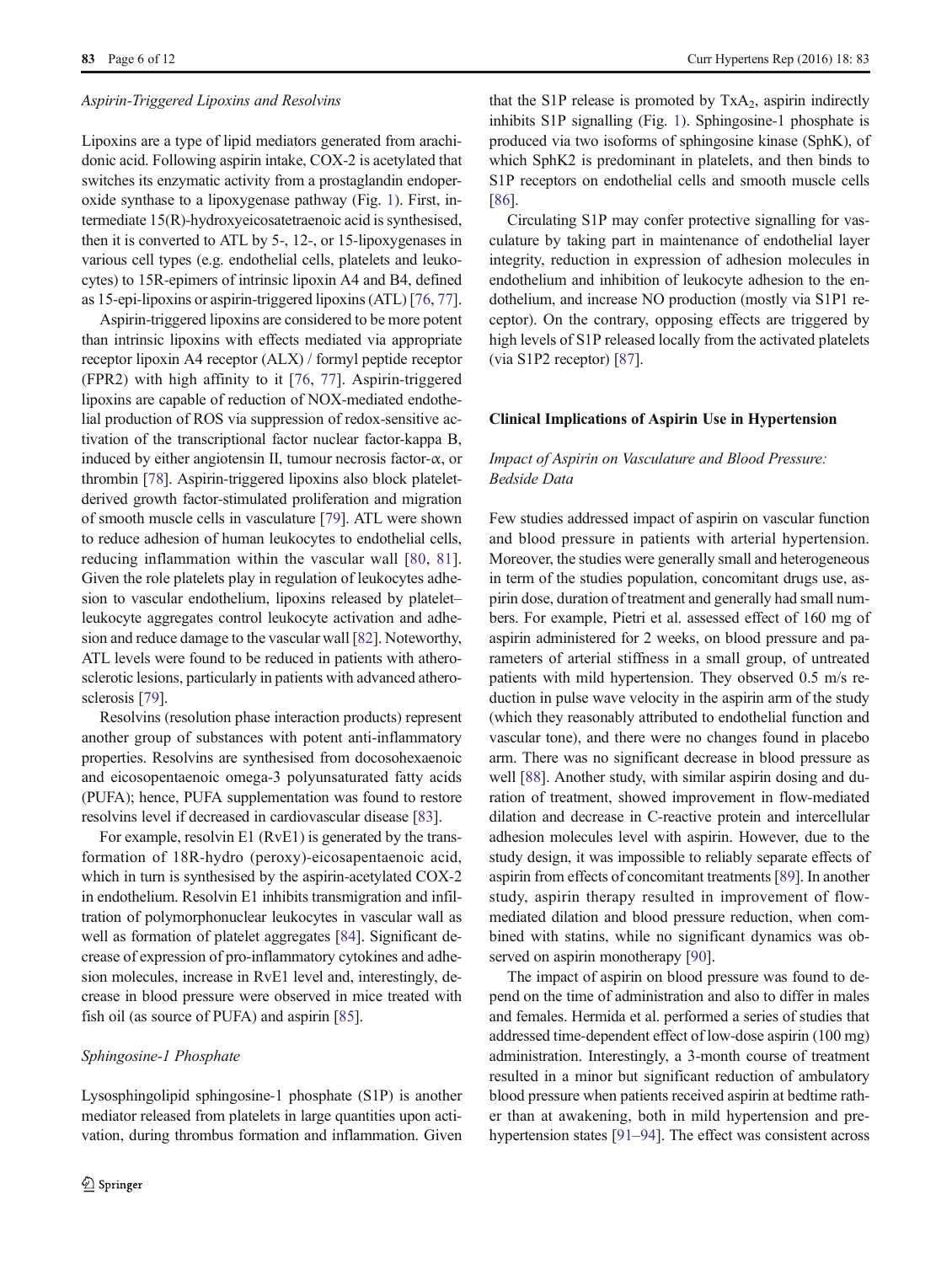*Aspirin-Triggered Lipoxins and Resolvins*

Lipoxins are a type of lipid mediators generated from arachidonic acid. Following aspirin intake, COX-2 is acetylated that switches its enzymatic activity from a prostaglandin endoperoxide synthase to a lipoxygenase pathway (Fig. 1). First, intermediate 15(R)-hydroxyeicosatetraenoic acid is synthesised, then it is converted to ATL by 5-, 12-, or 15-lipoxygenases in various cell types (e.g. endothelial cells, platelets and leukocytes) to 15R-epimers of intrinsic lipoxin A4 and B4, defined as 15-epi-lipoxins or aspirin-triggered lipoxins (ATL) [76, 77].

Aspirin-triggered lipoxins are considered to be more potent than intrinsic lipoxins with effects mediated via appropriate receptor lipoxin A4 receptor (ALX) / formyl peptide receptor (FPR2) with high affinity to it [76, 77]. Aspirin-triggered lipoxins are capable of reduction of NOX-mediated endothelial production of ROS via suppression of redox-sensitive activation of the transcriptional factor nuclear factor-kappa B, induced by either angiotensin II, tumour necrosis factor-α, or thrombin [78]. Aspirin-triggered lipoxins also block platelet-derived growth factor-stimulated proliferation and migration of smooth muscle cells in vasculature [79]. ATL were shown to reduce adhesion of human leukocytes to endothelial cells, reducing inflammation within the vascular wall [80, 81]. Given the role platelets play in regulation of leukocytes adhesion to vascular endothelium, lipoxins released by platelet–leukocyte aggregates control leukocyte activation and adhesion and reduce damage to the vascular wall [82]. Noteworthy, ATL levels were found to be reduced in patients with atherosclerotic lesions, particularly in patients with advanced atherosclerosis [79].

Resolvins (resolution phase interaction products) represent another group of substances with potent anti-inflammatory properties. Resolvins are synthesised from docosohexaenoic and eicosopentaenoic omega-3 polyunsaturated fatty acids (PUFA); hence, PUFA supplementation was found to restore resolvins level if decreased in cardiovascular disease [83].

For example, resolvin E1 (RvE1) is generated by the transformation of 18R-hydro (peroxy)-eicosapentaenoic acid, which in turn is synthesised by the aspirin-acetylated COX-2 in endothelium. Resolvin E1 inhibits transmigration and infiltration of polymorphonuclear leukocytes in vascular wall as well as formation of platelet aggregates [84]. Significant decrease of expression of pro-inflammatory cytokines and adhesion molecules, increase in RvE1 level and, interestingly, decrease in blood pressure were observed in mice treated with fish oil (as source of PUFA) and aspirin [85].

*Sphingosine-1 Phosphate*

Lysosphingolipid sphingosine-1 phosphate (S1P) is another mediator released from platelets in large quantities upon activation, during thrombus formation and inflammation. Given that the S1P release is promoted by $TxA_2$, aspirin indirectly inhibits S1P signalling (Fig. 1). Sphingosine-1 phosphate is produced via two isoforms of sphingosine kinase (SphK), of which SphK2 is predominant in platelets, and then binds to S1P receptors on endothelial cells and smooth muscle cells [86].

Circulating S1P may confer protective signalling for vasculature by taking part in maintenance of endothelial layer integrity, reduction in expression of adhesion molecules in endothelium and inhibition of leukocyte adhesion to the endothelium, and increase NO production (mostly via S1P1 receptor). On the contrary, opposing effects are triggered by high levels of S1P released locally from the activated platelets (via S1P2 receptor) [87].

## Clinical Implications of Aspirin Use in Hypertension

### *Impact of Aspirin on Vasculature and Blood Pressure: Bedside Data*

Few studies addressed impact of aspirin on vascular function and blood pressure in patients with arterial hypertension. Moreover, the studies were generally small and heterogeneous in term of the studies population, concomitant drugs use, aspirin dose, duration of treatment and generally had small numbers. For example, Pietri et al. assessed effect of 160 mg of aspirin administered for 2 weeks, on blood pressure and parameters of arterial stiffness in a small group, of untreated patients with mild hypertension. They observed 0.5 m/s reduction in pulse wave velocity in the aspirin arm of the study (which they reasonably attributed to endothelial function and vascular tone), and there were no changes found in placebo arm. There was no significant decrease in blood pressure as well [88]. Another study, with similar aspirin dosing and duration of treatment, showed improvement in flow-mediated dilation and decrease in C-reactive protein and intercellular adhesion molecules level with aspirin. However, due to the study design, it was impossible to reliably separate effects of aspirin from effects of concomitant treatments [89]. In another study, aspirin therapy resulted in improvement of flow-mediated dilation and blood pressure reduction, when combined with statins, while no significant dynamics was observed on aspirin monotherapy [90].

The impact of aspirin on blood pressure was found to depend on the time of administration and also to differ in males and females. Hermida et al. performed a series of studies that addressed time-dependent effect of low-dose aspirin (100 mg) administration. Interestingly, a 3-month course of treatment resulted in a minor but significant reduction of ambulatory blood pressure when patients received aspirin at bedtime rather than at awakening, both in mild hypertension and pre-hypertension states [91–94]. The effect was consistent across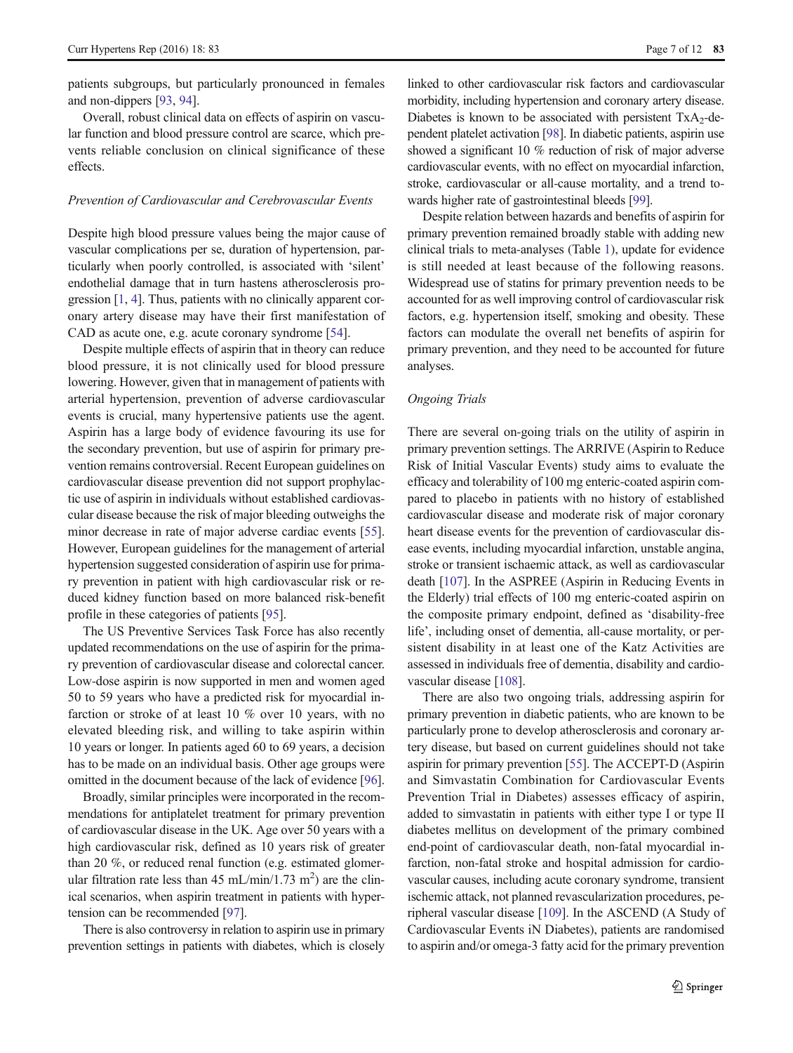patients subgroups, but particularly pronounced in females and non-dippers [93, 94].

Overall, robust clinical data on effects of aspirin on vascular function and blood pressure control are scarce, which prevents reliable conclusion on clinical significance of these effects.

*Prevention of Cardiovascular and Cerebrovascular Events*

Despite high blood pressure values being the major cause of vascular complications per se, duration of hypertension, particularly when poorly controlled, is associated with 'silent' endothelial damage that in turn hastens atherosclerosis progression [1, 4]. Thus, patients with no clinically apparent coronary artery disease may have their first manifestation of CAD as acute one, e.g. acute coronary syndrome [54].

Despite multiple effects of aspirin that in theory can reduce blood pressure, it is not clinically used for blood pressure lowering. However, given that in management of patients with arterial hypertension, prevention of adverse cardiovascular events is crucial, many hypertensive patients use the agent. Aspirin has a large body of evidence favouring its use for the secondary prevention, but use of aspirin for primary prevention remains controversial. Recent European guidelines on cardiovascular disease prevention did not support prophylactic use of aspirin in individuals without established cardiovascular disease because the risk of major bleeding outweighs the minor decrease in rate of major adverse cardiac events [55]. However, European guidelines for the management of arterial hypertension suggested consideration of aspirin use for primary prevention in patient with high cardiovascular risk or reduced kidney function based on more balanced risk-benefit profile in these categories of patients [95].

The US Preventive Services Task Force has also recently updated recommendations on the use of aspirin for the primary prevention of cardiovascular disease and colorectal cancer. Low-dose aspirin is now supported in men and women aged 50 to 59 years who have a predicted risk for myocardial infarction or stroke of at least 10 % over 10 years, with no elevated bleeding risk, and willing to take aspirin within 10 years or longer. In patients aged 60 to 69 years, a decision has to be made on an individual basis. Other age groups were omitted in the document because of the lack of evidence [96].

Broadly, similar principles were incorporated in the recommendations for antiplatelet treatment for primary prevention of cardiovascular disease in the UK. Age over 50 years with a high cardiovascular risk, defined as 10 years risk of greater than 20 %, or reduced renal function (e.g. estimated glomerular filtration rate less than 45 mL/min/1.73 $m^2$) are the clinical scenarios, when aspirin treatment in patients with hypertension can be recommended [97].

There is also controversy in relation to aspirin use in primary prevention settings in patients with diabetes, which is closely linked to other cardiovascular risk factors and cardiovascular morbidity, including hypertension and coronary artery disease. Diabetes is known to be associated with persistent $TxA_2$-dependent platelet activation [98]. In diabetic patients, aspirin use showed a significant 10 % reduction of risk of major adverse cardiovascular events, with no effect on myocardial infarction, stroke, cardiovascular or all-cause mortality, and a trend towards higher rate of gastrointestinal bleeds [99].

Despite relation between hazards and benefits of aspirin for primary prevention remained broadly stable with adding new clinical trials to meta-analyses (Table 1), update for evidence is still needed at least because of the following reasons. Widespread use of statins for primary prevention needs to be accounted for as well improving control of cardiovascular risk factors, e.g. hypertension itself, smoking and obesity. These factors can modulate the overall net benefits of aspirin for primary prevention, and they need to be accounted for future analyses.

*Ongoing Trials*

There are several on-going trials on the utility of aspirin in primary prevention settings. The ARRIVE (Aspirin to Reduce Risk of Initial Vascular Events) study aims to evaluate the efficacy and tolerability of 100 mg enteric-coated aspirin compared to placebo in patients with no history of established cardiovascular disease and moderate risk of major coronary heart disease events for the prevention of cardiovascular disease events, including myocardial infarction, unstable angina, stroke or transient ischaemic attack, as well as cardiovascular death [107]. In the ASPREE (Aspirin in Reducing Events in the Elderly) trial effects of 100 mg enteric-coated aspirin on the composite primary endpoint, defined as 'disability-free life', including onset of dementia, all-cause mortality, or persistent disability in at least one of the Katz Activities are assessed in individuals free of dementia, disability and cardiovascular disease [108].

There are also two ongoing trials, addressing aspirin for primary prevention in diabetic patients, who are known to be particularly prone to develop atherosclerosis and coronary artery disease, but based on current guidelines should not take aspirin for primary prevention [55]. The ACCEPT-D (Aspirin and Simvastatin Combination for Cardiovascular Events Prevention Trial in Diabetes) assesses efficacy of aspirin, added to simvastatin in patients with either type I or type II diabetes mellitus on development of the primary combined end-point of cardiovascular death, non-fatal myocardial infarction, non-fatal stroke and hospital admission for cardiovascular causes, including acute coronary syndrome, transient ischemic attack, not planned revascularization procedures, peripheral vascular disease [109]. In the ASCEND (A Study of Cardiovascular Events iN Diabetes), patients are randomised to aspirin and/or omega-3 fatty acid for the primary prevention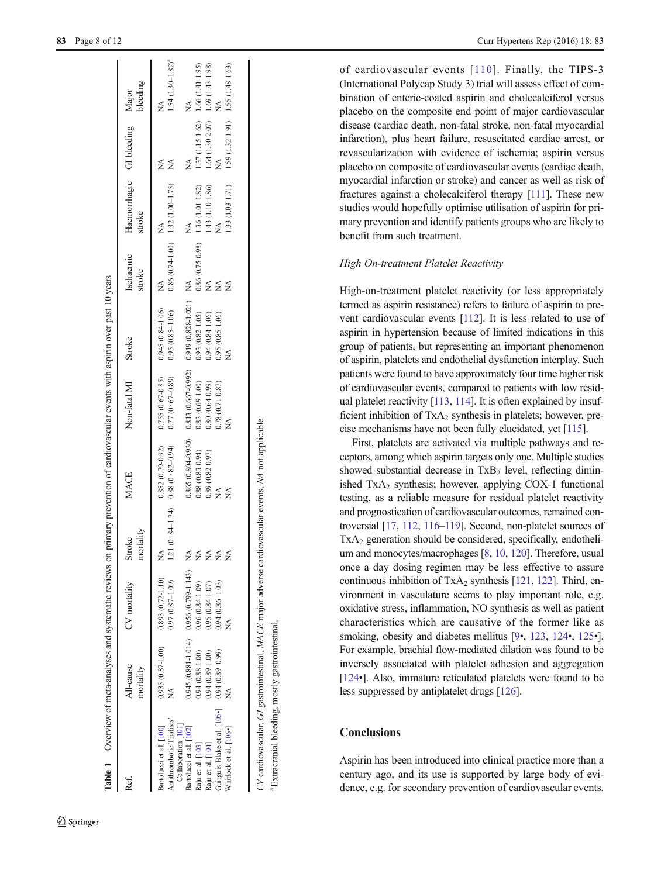**Table 1** Overview of meta-analyses and systematic reviews on primary prevention of cardiovascular events with aspirin over past 10 years

| Ref. | All-cause mortality | CV mortality | Stroke mortality | MACE | Non-fatal MI | Stroke | Ischaemic stroke | Haemorrhagic stroke | GI bleeding | Major bleeding |
|---|---|---|---|---|---|---|---|---|---|---|
| Bartolucci et al. [100] | 0.935 (0.87-1.00) | 0.893 (0.72-1.10) | NA | 0.852 (0.79-0.92) | 0.755 (0.67-0.85) | 0.945 (0.84-1.06) | NA | NA | NA | NA |
| Antithrombotic Trialists' Collaboration [101] | NA | 0.97 (0.87–1.09) | 1.21 (0·84-1.74) | 0.88 (0 · 82–0.94) | 0.77 (0 · 67–0.89) | 0.95 (0.85–1.06) | 0.86 (0.74-1.00) | 1.32 (1.00–1.75) | NA | 1.54 (1.30–1.82)[a] |
| Bartolucci et al. [102] | 0.945 (0.881-1.014) | 0.956 (0.799-1.143) | NA | 0.865 (0.804-0.930) | 0.813 (0.667-0.992) | 0.919 (0.828-1.021) | NA | NA | NA | NA |
| Raju et al. [103] | 0.94 (0.88-1.00) | 0.96 (0.84-1.09) | NA | 0.88 (0.83-0.94) | 0.83 (0.69-1.00) | 0.93 (0.82-1.05) | 0.86 (0.75-0.98) | 1.36 (1.01-1.82) | 1.37 (1.15-1.62) | 1.66 (1.41-1.95) |
| Raju et al. [104] | 0.94 (0.89-1.00) | 0.95 (0.84-1.07) | NA | 0.89 (0.82-0.97) | 0.80 (0.64-0.99) | 0.94 (0.84-1.06) | NA | 1.43 (1.10-1.86) | 1.64 (1.30-2.07) | 1.69 (1.43-1.98) |
| Guirguis-Blake et al. [105•] | 0.94 (0.89–0.99) | 0.94 (0.86–1.03) | NA | NA | 0.78 (0.71-0.87) | 0.95 (0.85-1.06) | NA | NA | NA | NA |
| Whitlock et al. [106•] | NA | NA | NA | NA | NA | NA | NA | 1.33 (1.03-1.71) | 1.59 (1.32-1.91) | 1.55 (1.48-1.63) |

*CV* cardiovascular, *GI* gastrointestinal, *MACE* major adverse cardiovascular events, *NA* not applicable

[a] Extracranial bleeding, mostly gastrointestinal.

of cardiovascular events [110]. Finally, the TIPS-3 (International Polycap Study 3) trial will assess effect of combination of enteric-coated aspirin and cholecalciferol versus placebo on the composite end point of major cardiovascular disease (cardiac death, non-fatal stroke, non-fatal myocardial infarction), plus heart failure, resuscitated cardiac arrest, or revascularization with evidence of ischemia; aspirin versus placebo on composite of cardiovascular events (cardiac death, myocardial infarction or stroke) and cancer as well as risk of fractures against a cholecalciferol therapy [111]. These new studies would hopefully optimise utilisation of aspirin for primary prevention and identify patients groups who are likely to benefit from such treatment.

### High On-treatment Platelet Reactivity

High-on-treatment platelet reactivity (or less appropriately termed as aspirin resistance) refers to failure of aspirin to prevent cardiovascular events [112]. It is less related to use of aspirin in hypertension because of limited indications in this group of patients, but representing an important phenomenon of aspirin, platelets and endothelial dysfunction interplay. Such patients were found to have approximately four time higher risk of cardiovascular events, compared to patients with low residual platelet reactivity [113, 114]. It is often explained by insufficient inhibition of $TxA_2$ synthesis in platelets; however, precise mechanisms have not been fully elucidated, yet [115].

First, platelets are activated via multiple pathways and receptors, among which aspirin targets only one. Multiple studies showed substantial decrease in $TxB_2$ level, reflecting diminished $TxA_2$ synthesis; however, applying COX-1 functional testing, as a reliable measure for residual platelet reactivity and prognostication of cardiovascular outcomes, remained controversial [17, 112, 116–119]. Second, non-platelet sources of $TxA_2$ generation should be considered, specifically, endothelium and monocytes/macrophages [8, 10, 120]. Therefore, usual once a day dosing regimen may be less effective to assure continuous inhibition of $TxA_2$ synthesis [121, 122]. Third, environment in vasculature seems to play important role, e.g. oxidative stress, inflammation, NO synthesis as well as patient characteristics which are causative of the former like as smoking, obesity and diabetes mellitus [9•, 123, 124•, 125•]. For example, brachial flow-mediated dilation was found to be inversely associated with platelet adhesion and aggregation [124•]. Also, immature reticulated platelets were found to be less suppressed by antiplatelet drugs [126].

## Conclusions

Aspirin has been introduced into clinical practice more than a century ago, and its use is supported by large body of evidence, e.g. for secondary prevention of cardiovascular events.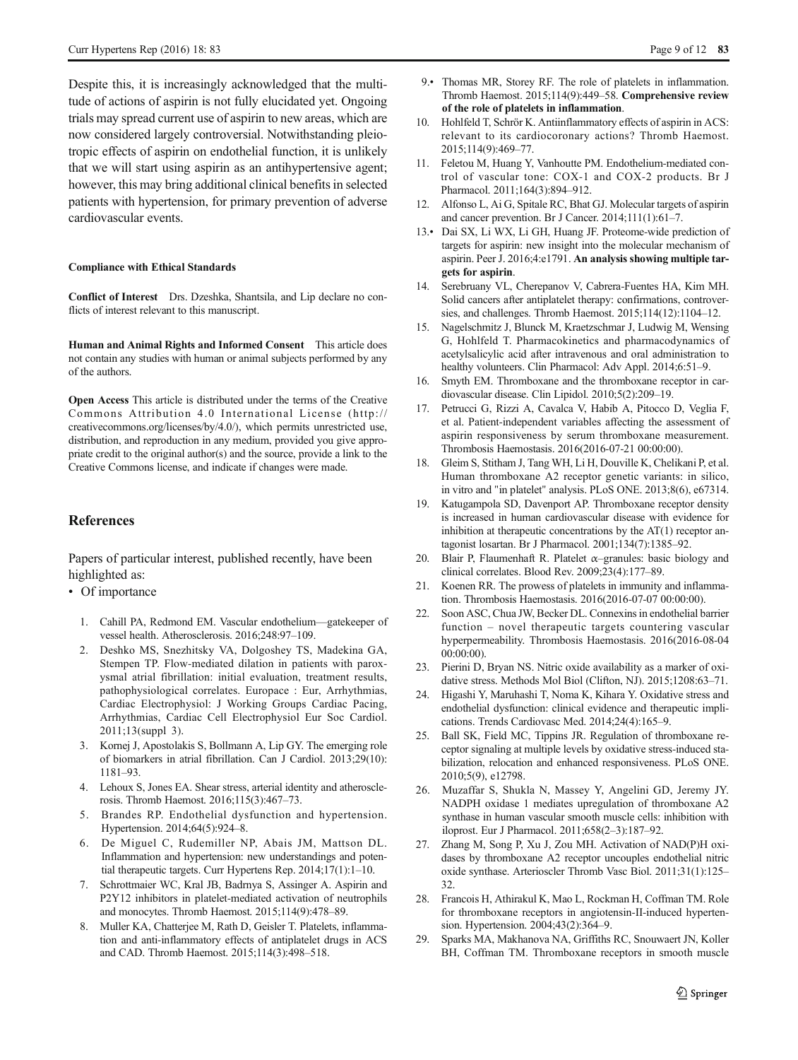Despite this, it is increasingly acknowledged that the multitude of actions of aspirin is not fully elucidated yet. Ongoing trials may spread current use of aspirin to new areas, which are now considered largely controversial. Notwithstanding pleiotropic effects of aspirin on endothelial function, it is unlikely that we will start using aspirin as an antihypertensive agent; however, this may bring additional clinical benefits in selected patients with hypertension, for primary prevention of adverse cardiovascular events.

**Compliance with Ethical Standards**

**Conflict of Interest** Drs. Dzeshka, Shantsila, and Lip declare no conflicts of interest relevant to this manuscript.

**Human and Animal Rights and Informed Consent** This article does not contain any studies with human or animal subjects performed by any of the authors.

**Open Access** This article is distributed under the terms of the Creative Commons Attribution 4.0 International License (http://creativecommons.org/licenses/by/4.0/), which permits unrestricted use, distribution, and reproduction in any medium, provided you give appropriate credit to the original author(s) and the source, provide a link to the Creative Commons license, and indicate if changes were made.

## References

Papers of particular interest, published recently, have been highlighted as:

- • Of importance

1. Cahill PA, Redmond EM. Vascular endothelium—gatekeeper of vessel health. Atherosclerosis. 2016;248:97–109.
2. Deshko MS, Snezhitsky VA, Dolgoshey TS, Madekina GA, Stempen TP. Flow-mediated dilation in patients with paroxysmal atrial fibrillation: initial evaluation, treatment results, pathophysiological correlates. Europace : Eur, Arrhythmias, Cardiac Electrophysiol: J Working Groups Cardiac Pacing, Arrhythmias, Cardiac Cell Electrophysiol Eur Soc Cardiol. 2011;13(suppl 3).
3. Kornej J, Apostolakis S, Bollmann A, Lip GY. The emerging role of biomarkers in atrial fibrillation. Can J Cardiol. 2013;29(10):1181–93.
4. Lehoux S, Jones EA. Shear stress, arterial identity and atherosclerosis. Thromb Haemost. 2016;115(3):467–73.
5. Brandes RP. Endothelial dysfunction and hypertension. Hypertension. 2014;64(5):924–8.
6. De Miguel C, Rudemiller NP, Abais JM, Mattson DL. Inflammation and hypertension: new understandings and potential therapeutic targets. Curr Hypertens Rep. 2014;17(1):1–10.
7. Schrottmaier WC, Kral JB, Badrnya S, Assinger A. Aspirin and P2Y12 inhibitors in platelet-mediated activation of neutrophils and monocytes. Thromb Haemost. 2015;114(9):478–89.
8. Muller KA, Chatterjee M, Rath D, Geisler T. Platelets, inflammation and anti-inflammatory effects of antiplatelet drugs in ACS and CAD. Thromb Haemost. 2015;114(3):498–518.
9. • Thomas MR, Storey RF. The role of platelets in inflammation. Thromb Haemost. 2015;114(9):449–58. **Comprehensive review of the role of platelets in inflammation**.
10. Hohlfeld T, Schrör K. Antiinflammatory effects of aspirin in ACS: relevant to its cardiocoronary actions? Thromb Haemost. 2015;114(9):469–77.
11. Feletou M, Huang Y, Vanhoutte PM. Endothelium-mediated control of vascular tone: COX-1 and COX-2 products. Br J Pharmacol. 2011;164(3):894–912.
12. Alfonso L, Ai G, Spitale RC, Bhat GJ. Molecular targets of aspirin and cancer prevention. Br J Cancer. 2014;111(1):61–7.
13. • Dai SX, Li WX, Li GH, Huang JF. Proteome-wide prediction of targets for aspirin: new insight into the molecular mechanism of aspirin. Peer J. 2016;4:e1791. **An analysis showing multiple targets for aspirin**.
14. Serebruany VL, Cherepanov V, Cabrera-Fuentes HA, Kim MH. Solid cancers after antiplatelet therapy: confirmations, controversies, and challenges. Thromb Haemost. 2015;114(12):1104–12.
15. Nagelschmitz J, Blunck M, Kraetzschmar J, Ludwig M, Wensing G, Hohlfeld T. Pharmacokinetics and pharmacodynamics of acetylsalicylic acid after intravenous and oral administration to healthy volunteers. Clin Pharmacol: Adv Appl. 2014;6:51–9.
16. Smyth EM. Thromboxane and the thromboxane receptor in cardiovascular disease. Clin Lipidol. 2010;5(2):209–19.
17. Petrucci G, Rizzi A, Cavalca V, Habib A, Pitocco D, Veglia F, et al. Patient-independent variables affecting the assessment of aspirin responsiveness by serum thromboxane measurement. Thrombosis Haemostasis. 2016(2016-07-21 00:00:00).
18. Gleim S, Stitham J, Tang WH, Li H, Douville K, Chelikani P, et al. Human thromboxane A2 receptor genetic variants: in silico, in vitro and "in platelet" analysis. PLoS ONE. 2013;8(6), e67314.
19. Katugampola SD, Davenport AP. Thromboxane receptor density is increased in human cardiovascular disease with evidence for inhibition at therapeutic concentrations by the AT(1) receptor antagonist losartan. Br J Pharmacol. 2001;134(7):1385–92.
20. Blair P, Flaumenhaft R. Platelet α–granules: basic biology and clinical correlates. Blood Rev. 2009;23(4):177–89.
21. Koenen RR. The prowess of platelets in immunity and inflammation. Thrombosis Haemostasis. 2016(2016-07-07 00:00:00).
22. Soon ASC, Chua JW, Becker DL. Connexins in endothelial barrier function – novel therapeutic targets countering vascular hyperpermeability. Thrombosis Haemostasis. 2016(2016-08-04 00:00:00).
23. Pierini D, Bryan NS. Nitric oxide availability as a marker of oxidative stress. Methods Mol Biol (Clifton, NJ). 2015;1208:63–71.
24. Higashi Y, Maruhashi T, Noma K, Kihara Y. Oxidative stress and endothelial dysfunction: clinical evidence and therapeutic implications. Trends Cardiovasc Med. 2014;24(4):165–9.
25. Ball SK, Field MC, Tippins JR. Regulation of thromboxane receptor signaling at multiple levels by oxidative stress-induced stabilization, relocation and enhanced responsiveness. PLoS ONE. 2010;5(9), e12798.
26. Muzaffar S, Shukla N, Massey Y, Angelini GD, Jeremy JY. NADPH oxidase 1 mediates upregulation of thromboxane A2 synthase in human vascular smooth muscle cells: inhibition with iloprost. Eur J Pharmacol. 2011;658(2–3):187–92.
27. Zhang M, Song P, Xu J, Zou MH. Activation of NAD(P)H oxidases by thromboxane A2 receptor uncouples endothelial nitric oxide synthase. Arterioscler Thromb Vasc Biol. 2011;31(1):125–32.
28. Francois H, Athirakul K, Mao L, Rockman H, Coffman TM. Role for thromboxane receptors in angiotensin-II-induced hypertension. Hypertension. 2004;43(2):364–9.
29. Sparks MA, Makhanova NA, Griffiths RC, Snouwaert JN, Koller BH, Coffman TM. Thromboxane receptors in smooth muscle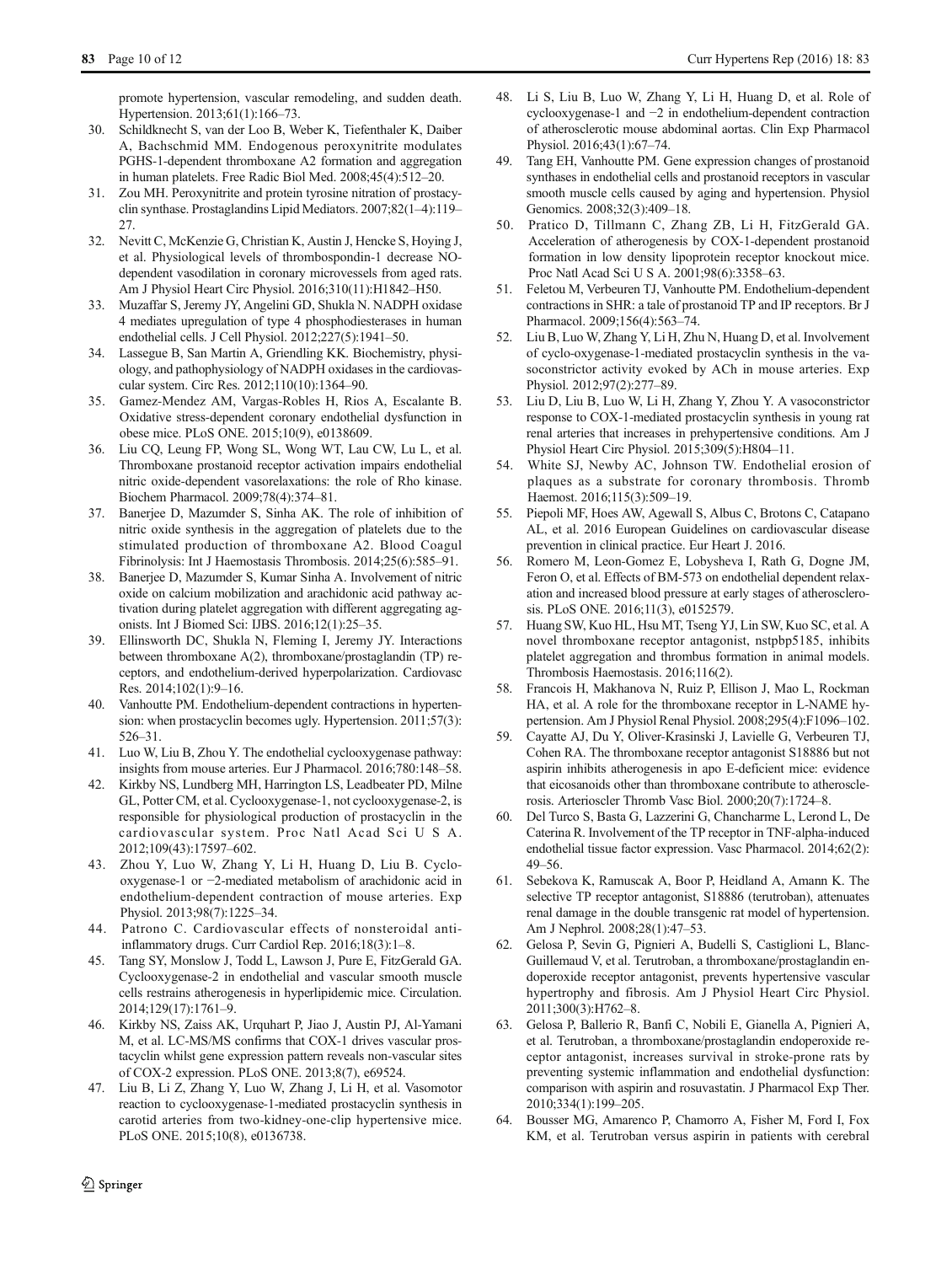promote hypertension, vascular remodeling, and sudden death. Hypertension. 2013;61(1):166–73.

30. Schildknecht S, van der Loo B, Weber K, Tiefenthaler K, Daiber A, Bachschmid MM. Endogenous peroxynitrite modulates PGHS-1-dependent thromboxane A2 formation and aggregation in human platelets. Free Radic Biol Med. 2008;45(4):512–20.
31. Zou MH. Peroxynitrite and protein tyrosine nitration of prostacyclin synthase. Prostaglandins Lipid Mediators. 2007;82(1–4):119–27.
32. Nevitt C, McKenzie G, Christian K, Austin J, Hencke S, Hoying J, et al. Physiological levels of thrombospondin-1 decrease NO-dependent vasodilation in coronary microvessels from aged rats. Am J Physiol Heart Circ Physiol. 2016;310(11):H1842–H50.
33. Muzaffar S, Jeremy JY, Angelini GD, Shukla N. NADPH oxidase 4 mediates upregulation of type 4 phosphodiesterases in human endothelial cells. J Cell Physiol. 2012;227(5):1941–50.
34. Lassegue B, San Martin A, Griendling KK. Biochemistry, physiology, and pathophysiology of NADPH oxidases in the cardiovascular system. Circ Res. 2012;110(10):1364–90.
35. Gamez-Mendez AM, Vargas-Robles H, Rios A, Escalante B. Oxidative stress-dependent coronary endothelial dysfunction in obese mice. PLoS ONE. 2015;10(9), e0138609.
36. Liu CQ, Leung FP, Wong SL, Wong WT, Lau CW, Lu L, et al. Thromboxane prostanoid receptor activation impairs endothelial nitric oxide-dependent vasorelaxations: the role of Rho kinase. Biochem Pharmacol. 2009;78(4):374–81.
37. Banerjee D, Mazumder S, Sinha AK. The role of inhibition of nitric oxide synthesis in the aggregation of platelets due to the stimulated production of thromboxane A2. Blood Coagul Fibrinolysis: Int J Haemostasis Thrombosis. 2014;25(6):585–91.
38. Banerjee D, Mazumder S, Kumar Sinha A. Involvement of nitric oxide on calcium mobilization and arachidonic acid pathway activation during platelet aggregation with different aggregating agonists. Int J Biomed Sci: IJBS. 2016;12(1):25–35.
39. Ellinsworth DC, Shukla N, Fleming I, Jeremy JY. Interactions between thromboxane A(2), thromboxane/prostaglandin (TP) receptors, and endothelium-derived hyperpolarization. Cardiovasc Res. 2014;102(1):9–16.
40. Vanhoutte PM. Endothelium-dependent contractions in hypertension: when prostacyclin becomes ugly. Hypertension. 2011;57(3): 526–31.
41. Luo W, Liu B, Zhou Y. The endothelial cyclooxygenase pathway: insights from mouse arteries. Eur J Pharmacol. 2016;780:148–58.
42. Kirkby NS, Lundberg MH, Harrington LS, Leadbeater PD, Milne GL, Potter CM, et al. Cyclooxygenase-1, not cyclooxygenase-2, is responsible for physiological production of prostacyclin in the cardiovascular system. Proc Natl Acad Sci U S A. 2012;109(43):17597–602.
43. Zhou Y, Luo W, Zhang Y, Li H, Huang D, Liu B. Cyclooxygenase-1 or −2-mediated metabolism of arachidonic acid in endothelium-dependent contraction of mouse arteries. Exp Physiol. 2013;98(7):1225–34.
44. Patrono C. Cardiovascular effects of nonsteroidal anti-inflammatory drugs. Curr Cardiol Rep. 2016;18(3):1–8.
45. Tang SY, Monslow J, Todd L, Lawson J, Pure E, FitzGerald GA. Cyclooxygenase-2 in endothelial and vascular smooth muscle cells restrains atherogenesis in hyperlipidemic mice. Circulation. 2014;129(17):1761–9.
46. Kirkby NS, Zaiss AK, Urquhart P, Jiao J, Austin PJ, Al-Yamani M, et al. LC-MS/MS confirms that COX-1 drives vascular prostacyclin whilst gene expression pattern reveals non-vascular sites of COX-2 expression. PLoS ONE. 2013;8(7), e69524.
47. Liu B, Li Z, Zhang Y, Luo W, Zhang J, Li H, et al. Vasomotor reaction to cyclooxygenase-1-mediated prostacyclin synthesis in carotid arteries from two-kidney-one-clip hypertensive mice. PLoS ONE. 2015;10(8), e0136738.
48. Li S, Liu B, Luo W, Zhang Y, Li H, Huang D, et al. Role of cyclooxygenase-1 and −2 in endothelium-dependent contraction of atherosclerotic mouse abdominal aortas. Clin Exp Pharmacol Physiol. 2016;43(1):67–74.
49. Tang EH, Vanhoutte PM. Gene expression changes of prostanoid synthases in endothelial cells and prostanoid receptors in vascular smooth muscle cells caused by aging and hypertension. Physiol Genomics. 2008;32(3):409–18.
50. Pratico D, Tillmann C, Zhang ZB, Li H, FitzGerald GA. Acceleration of atherogenesis by COX-1-dependent prostanoid formation in low density lipoprotein receptor knockout mice. Proc Natl Acad Sci U S A. 2001;98(6):3358–63.
51. Feletou M, Verbeuren TJ, Vanhoutte PM. Endothelium-dependent contractions in SHR: a tale of prostanoid TP and IP receptors. Br J Pharmacol. 2009;156(4):563–74.
52. Liu B, Luo W, Zhang Y, Li H, Zhu N, Huang D, et al. Involvement of cyclo-oxygenase-1-mediated prostacyclin synthesis in the vasoconstrictor activity evoked by ACh in mouse arteries. Exp Physiol. 2012;97(2):277–89.
53. Liu D, Liu B, Luo W, Li H, Zhang Y, Zhou Y. A vasoconstrictor response to COX-1-mediated prostacyclin synthesis in young rat renal arteries that increases in prehypertensive conditions. Am J Physiol Heart Circ Physiol. 2015;309(5):H804–11.
54. White SJ, Newby AC, Johnson TW. Endothelial erosion of plaques as a substrate for coronary thrombosis. Thromb Haemost. 2016;115(3):509–19.
55. Piepoli MF, Hoes AW, Agewall S, Albus C, Brotons C, Catapano AL, et al. 2016 European Guidelines on cardiovascular disease prevention in clinical practice. Eur Heart J. 2016.
56. Romero M, Leon-Gomez E, Lobysheva I, Rath G, Dogne JM, Feron O, et al. Effects of BM-573 on endothelial dependent relaxation and increased blood pressure at early stages of atherosclerosis. PLoS ONE. 2016;11(3), e0152579.
57. Huang SW, Kuo HL, Hsu MT, Tseng YJ, Lin SW, Kuo SC, et al. A novel thromboxane receptor antagonist, nstpbp5185, inhibits platelet aggregation and thrombus formation in animal models. Thrombosis Haemostasis. 2016;116(2).
58. Francois H, Makhanova N, Ruiz P, Ellison J, Mao L, Rockman HA, et al. A role for the thromboxane receptor in L-NAME hypertension. Am J Physiol Renal Physiol. 2008;295(4):F1096–102.
59. Cayatte AJ, Du Y, Oliver-Krasinski J, Lavielle G, Verbeuren TJ, Cohen RA. The thromboxane receptor antagonist S18886 but not aspirin inhibits atherogenesis in apo E-deficient mice: evidence that eicosanoids other than thromboxane contribute to atherosclerosis. Arterioscler Thromb Vasc Biol. 2000;20(7):1724–8.
60. Del Turco S, Basta G, Lazzerini G, Chancharme L, Lerond L, De Caterina R. Involvement of the TP receptor in TNF-alpha-induced endothelial tissue factor expression. Vasc Pharmacol. 2014;62(2): 49–56.
61. Sebekova K, Ramuscak A, Boor P, Heidland A, Amann K. The selective TP receptor antagonist, S18886 (terutroban), attenuates renal damage in the double transgenic rat model of hypertension. Am J Nephrol. 2008;28(1):47–53.
62. Gelosa P, Sevin G, Pignieri A, Budelli S, Castiglioni L, Blanc-Guillemaud V, et al. Terutroban, a thromboxane/prostaglandin endoperoxide receptor antagonist, prevents hypertensive vascular hypertrophy and fibrosis. Am J Physiol Heart Circ Physiol. 2011;300(3):H762–8.
63. Gelosa P, Ballerio R, Banfi C, Nobili E, Gianella A, Pignieri A, et al. Terutroban, a thromboxane/prostaglandin endoperoxide receptor antagonist, increases survival in stroke-prone rats by preventing systemic inflammation and endothelial dysfunction: comparison with aspirin and rosuvastatin. J Pharmacol Exp Ther. 2010;334(1):199–205.
64. Bousser MG, Amarenco P, Chamorro A, Fisher M, Ford I, Fox KM, et al. Terutroban versus aspirin in patients with cerebral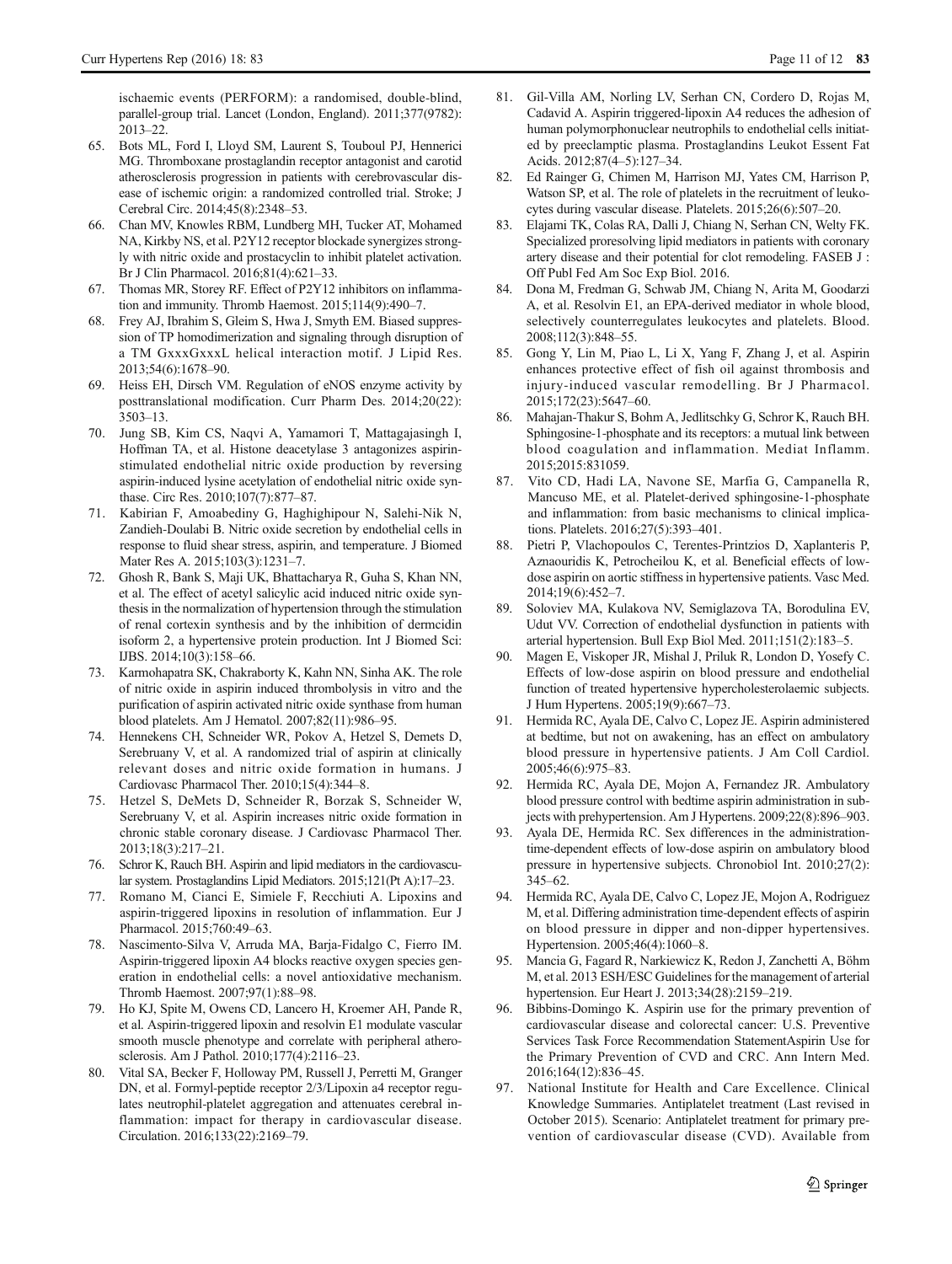ischaemic events (PERFORM): a randomised, double-blind, parallel-group trial. Lancet (London, England). 2011;377(9782): 2013–22.

65. Bots ML, Ford I, Lloyd SM, Laurent S, Touboul PJ, Hennerici MG. Thromboxane prostaglandin receptor antagonist and carotid atherosclerosis progression in patients with cerebrovascular disease of ischemic origin: a randomized controlled trial. Stroke; J Cerebral Circ. 2014;45(8):2348–53.
66. Chan MV, Knowles RBM, Lundberg MH, Tucker AT, Mohamed NA, Kirkby NS, et al. P2Y12 receptor blockade synergizes strongly with nitric oxide and prostacyclin to inhibit platelet activation. Br J Clin Pharmacol. 2016;81(4):621–33.
67. Thomas MR, Storey RF. Effect of P2Y12 inhibitors on inflammation and immunity. Thromb Haemost. 2015;114(9):490–7.
68. Frey AJ, Ibrahim S, Gleim S, Hwa J, Smyth EM. Biased suppression of TP homodimerization and signaling through disruption of a TM GxxxGxxxL helical interaction motif. J Lipid Res. 2013;54(6):1678–90.
69. Heiss EH, Dirsch VM. Regulation of eNOS enzyme activity by posttranslational modification. Curr Pharm Des. 2014;20(22): 3503–13.
70. Jung SB, Kim CS, Naqvi A, Yamamori T, Mattagajasingh I, Hoffman TA, et al. Histone deacetylase 3 antagonizes aspirin-stimulated endothelial nitric oxide production by reversing aspirin-induced lysine acetylation of endothelial nitric oxide synthase. Circ Res. 2010;107(7):877–87.
71. Kabirian F, Amoabediny G, Haghighipour N, Salehi-Nik N, Zandieh-Doulabi B. Nitric oxide secretion by endothelial cells in response to fluid shear stress, aspirin, and temperature. J Biomed Mater Res A. 2015;103(3):1231–7.
72. Ghosh R, Bank S, Maji UK, Bhattacharya R, Guha S, Khan NN, et al. The effect of acetyl salicylic acid induced nitric oxide synthesis in the normalization of hypertension through the stimulation of renal cortexin synthesis and by the inhibition of dermcidin isoform 2, a hypertensive protein production. Int J Biomed Sci: IJBS. 2014;10(3):158–66.
73. Karmohapatra SK, Chakraborty K, Kahn NN, Sinha AK. The role of nitric oxide in aspirin induced thrombolysis in vitro and the purification of aspirin activated nitric oxide synthase from human blood platelets. Am J Hematol. 2007;82(11):986–95.
74. Hennekens CH, Schneider WR, Pokov A, Hetzel S, Demets D, Serebruany V, et al. A randomized trial of aspirin at clinically relevant doses and nitric oxide formation in humans. J Cardiovasc Pharmacol Ther. 2010;15(4):344–8.
75. Hetzel S, DeMets D, Schneider R, Borzak S, Schneider W, Serebruany V, et al. Aspirin increases nitric oxide formation in chronic stable coronary disease. J Cardiovasc Pharmacol Ther. 2013;18(3):217–21.
76. Schror K, Rauch BH. Aspirin and lipid mediators in the cardiovascular system. Prostaglandins Lipid Mediators. 2015;121(Pt A):17–23.
77. Romano M, Cianci E, Simiele F, Recchiuti A. Lipoxins and aspirin-triggered lipoxins in resolution of inflammation. Eur J Pharmacol. 2015;760:49–63.
78. Nascimento-Silva V, Arruda MA, Barja-Fidalgo C, Fierro IM. Aspirin-triggered lipoxin A4 blocks reactive oxygen species generation in endothelial cells: a novel antioxidative mechanism. Thromb Haemost. 2007;97(1):88–98.
79. Ho KJ, Spite M, Owens CD, Lancero H, Kroemer AH, Pande R, et al. Aspirin-triggered lipoxin and resolvin E1 modulate vascular smooth muscle phenotype and correlate with peripheral atherosclerosis. Am J Pathol. 2010;177(4):2116–23.
80. Vital SA, Becker F, Holloway PM, Russell J, Perretti M, Granger DN, et al. Formyl-peptide receptor 2/3/Lipoxin a4 receptor regulates neutrophil-platelet aggregation and attenuates cerebral inflammation: impact for therapy in cardiovascular disease. Circulation. 2016;133(22):2169–79.
81. Gil-Villa AM, Norling LV, Serhan CN, Cordero D, Rojas M, Cadavid A. Aspirin triggered-lipoxin A4 reduces the adhesion of human polymorphonuclear neutrophils to endothelial cells initiated by preeclamptic plasma. Prostaglandins Leukot Essent Fat Acids. 2012;87(4–5):127–34.
82. Ed Rainger G, Chimen M, Harrison MJ, Yates CM, Harrison P, Watson SP, et al. The role of platelets in the recruitment of leukocytes during vascular disease. Platelets. 2015;26(6):507–20.
83. Elajami TK, Colas RA, Dalli J, Chiang N, Serhan CN, Welty FK. Specialized proresolving lipid mediators in patients with coronary artery disease and their potential for clot remodeling. FASEB J : Off Publ Fed Am Soc Exp Biol. 2016.
84. Dona M, Fredman G, Schwab JM, Chiang N, Arita M, Goodarzi A, et al. Resolvin E1, an EPA-derived mediator in whole blood, selectively counterregulates leukocytes and platelets. Blood. 2008;112(3):848–55.
85. Gong Y, Lin M, Piao L, Li X, Yang F, Zhang J, et al. Aspirin enhances protective effect of fish oil against thrombosis and injury-induced vascular remodelling. Br J Pharmacol. 2015;172(23):5647–60.
86. Mahajan-Thakur S, Bohm A, Jedlitschky G, Schror K, Rauch BH. Sphingosine-1-phosphate and its receptors: a mutual link between blood coagulation and inflammation. Mediat Inflamm. 2015;2015:831059.
87. Vito CD, Hadi LA, Navone SE, Marfia G, Campanella R, Mancuso ME, et al. Platelet-derived sphingosine-1-phosphate and inflammation: from basic mechanisms to clinical implications. Platelets. 2016;27(5):393–401.
88. Pietri P, Vlachopoulos C, Terentes-Printzios D, Xaplanteris P, Aznaouridis K, Petrocheilou K, et al. Beneficial effects of low-dose aspirin on aortic stiffness in hypertensive patients. Vasc Med. 2014;19(6):452–7.
89. Soloviev MA, Kulakova NV, Semiglazova TA, Borodulina EV, Udut VV. Correction of endothelial dysfunction in patients with arterial hypertension. Bull Exp Biol Med. 2011;151(2):183–5.
90. Magen E, Viskoper JR, Mishal J, Priluk R, London D, Yosefy C. Effects of low-dose aspirin on blood pressure and endothelial function of treated hypertensive hypercholesterolaemic subjects. J Hum Hypertens. 2005;19(9):667–73.
91. Hermida RC, Ayala DE, Calvo C, Lopez JE. Aspirin administered at bedtime, but not on awakening, has an effect on ambulatory blood pressure in hypertensive patients. J Am Coll Cardiol. 2005;46(6):975–83.
92. Hermida RC, Ayala DE, Mojon A, Fernandez JR. Ambulatory blood pressure control with bedtime aspirin administration in subjects with prehypertension. Am J Hypertens. 2009;22(8):896–903.
93. Ayala DE, Hermida RC. Sex differences in the administration-time-dependent effects of low-dose aspirin on ambulatory blood pressure in hypertensive subjects. Chronobiol Int. 2010;27(2): 345–62.
94. Hermida RC, Ayala DE, Calvo C, Lopez JE, Mojon A, Rodriguez M, et al. Differing administration time-dependent effects of aspirin on blood pressure in dipper and non-dipper hypertensives. Hypertension. 2005;46(4):1060–8.
95. Mancia G, Fagard R, Narkiewicz K, Redon J, Zanchetti A, Böhm M, et al. 2013 ESH/ESC Guidelines for the management of arterial hypertension. Eur Heart J. 2013;34(28):2159–219.
96. Bibbins-Domingo K. Aspirin use for the primary prevention of cardiovascular disease and colorectal cancer: U.S. Preventive Services Task Force Recommendation StatementAspirin Use for the Primary Prevention of CVD and CRC. Ann Intern Med. 2016;164(12):836–45.
97. National Institute for Health and Care Excellence. Clinical Knowledge Summaries. Antiplatelet treatment (Last revised in October 2015). Scenario: Antiplatelet treatment for primary prevention of cardiovascular disease (CVD). Available from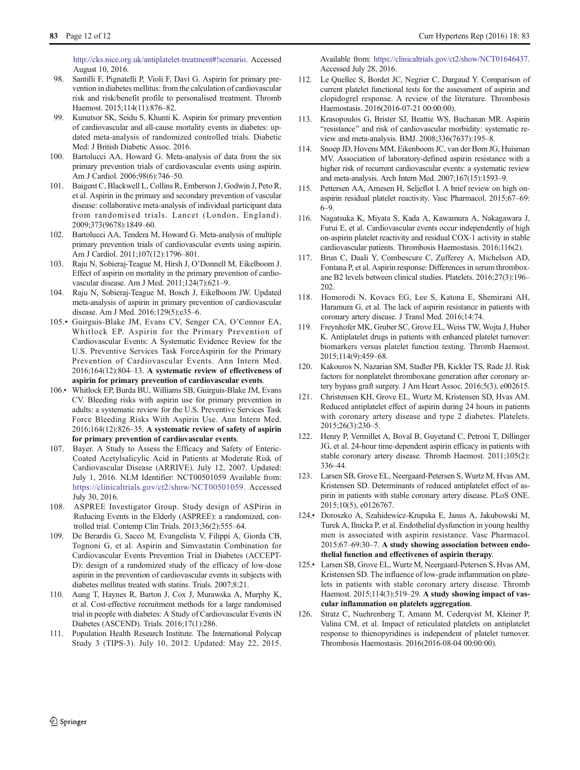http://cks.nice.org.uk/antiplatelet-treatment#!scenario. Accessed August 10, 2016.

98. Santilli F, Pignatelli P, Violi F, Davì G. Aspirin for primary prevention in diabetes mellitus: from the calculation of cardiovascular risk and risk/benefit profile to personalised treatment. Thromb Haemost. 2015;114(11):876–82.
99. Kunutsor SK, Seidu S, Khunti K. Aspirin for primary prevention of cardiovascular and all-cause mortality events in diabetes: updated meta-analysis of randomized controlled trials. Diabetic Med: J British Diabetic Assoc. 2016.
100. Bartolucci AA, Howard G. Meta-analysis of data from the six primary prevention trials of cardiovascular events using aspirin. Am J Cardiol. 2006;98(6):746–50.
101. Baigent C, Blackwell L, Collins R, Emberson J, Godwin J, Peto R, et al. Aspirin in the primary and secondary prevention of vascular disease: collaborative meta-analysis of individual participant data from randomised trials. Lancet (London, England). 2009;373(9678):1849–60.
102. Bartolucci AA, Tendera M, Howard G. Meta-analysis of multiple primary prevention trials of cardiovascular events using aspirin. Am J Cardiol. 2011;107(12):1796–801.
103. Raju N, Sobieraj-Teague M, Hirsh J, O'Donnell M, Eikelboom J. Effect of aspirin on mortality in the primary prevention of cardiovascular disease. Am J Med. 2011;124(7):621–9.
104. Raju N, Sobieraj-Teague M, Bosch J, Eikelboom JW. Updated meta-analysis of aspirin in primary prevention of cardiovascular disease. Am J Med. 2016;129(5):e35–6.
105.• Guirguis-Blake JM, Evans CV, Senger CA, O'Connor EA, Whitlock EP. Aspirin for the Primary Prevention of Cardiovascular Events: A Systematic Evidence Review for the U.S. Preventive Services Task ForceAspirin for the Primary Prevention of Cardiovascular Events. Ann Intern Med. 2016;164(12):804–13. **A systematic review of effectiveness of aspirin for primary prevention of cardiovascular events**.
106.• Whitlock EP, Burda BU, Williams SB, Guirguis-Blake JM, Evans CV. Bleeding risks with aspirin use for primary prevention in adults: a systematic review for the U.S. Preventive Services Task Force Bleeding Risks With Aspirin Use. Ann Intern Med. 2016;164(12):826–35. **A systematic review of safety of aspirin for primary prevention of cardiovascular events**.
107. Bayer. A Study to Assess the Efficacy and Safety of Enteric-Coated Acetylsalicylic Acid in Patients at Moderate Risk of Cardiovascular Disease (ARRIVE). July 12, 2007. Updated: July 1, 2016. NLM Identifier: NCT00501059 Available from: https://clinicaltrials.gov/ct2/show/NCT00501059. Accessed July 30, 2016.
108. ASPREE Investigator Group. Study design of ASPirin in Reducing Events in the Elderly (ASPREE): a randomized, controlled trial. Contemp Clin Trials. 2013;36(2):555–64.
109. De Berardis G, Sacco M, Evangelista V, Filippi A, Giorda CB, Tognoni G, et al. Aspirin and Simvastatin Combination for Cardiovascular Events Prevention Trial in Diabetes (ACCEPT-D): design of a randomized study of the efficacy of low-dose aspirin in the prevention of cardiovascular events in subjects with diabetes mellitus treated with statins. Trials. 2007;8:21.
110. Aung T, Haynes R, Barton J, Cox J, Murawska A, Murphy K, et al. Cost-effective recruitment methods for a large randomised trial in people with diabetes: A Study of Cardiovascular Events iN Diabetes (ASCEND). Trials. 2016;17(1):286.
111. Population Health Research Institute. The International Polycap Study 3 (TIPS-3). July 10, 2012. Updated: May 22, 2015. Available from: https://clinicaltrials.gov/ct2/show/NCT01646437. Accessed July 28, 2016.
112. Le Quellec S, Bordet JC, Negrier C, Dargaud Y. Comparison of current platelet functional tests for the assessment of aspirin and clopidogrel response. A review of the literature. Thrombosis Haemostasis. 2016(2016-07-21 00:00:00).
113. Krasopoulos G, Brister SJ, Beattie WS, Buchanan MR. Aspirin "resistance" and risk of cardiovascular morbidity: systematic review and meta-analysis. BMJ. 2008;336(7637):195–8.
114. Snoep JD, Hovens MM, Eikenboom JC, van der Bom JG, Huisman MV. Association of laboratory-defined aspirin resistance with a higher risk of recurrent cardiovascular events: a systematic review and meta-analysis. Arch Intern Med. 2007;167(15):1593–9.
115. Pettersen AA, Arnesen H, Seljeflot I. A brief review on high on-aspirin residual platelet reactivity. Vasc Pharmacol. 2015;67–69: 6–9.
116. Nagatsuka K, Miyata S, Kada A, Kawamura A, Nakagawara J, Furui E, et al. Cardiovascular events occur independently of high on-aspirin platelet reactivity and residual COX-1 activity in stable cardiovascular patients. Thrombosis Haemostasis. 2016;116(2).
117. Brun C, Daali Y, Combescure C, Zufferey A, Michelson AD, Fontana P, et al. Aspirin response: Differences in serum thromboxane B2 levels between clinical studies. Platelets. 2016;27(3):196–202.
118. Homorodi N, Kovacs EG, Lee S, Katona E, Shemirani AH, Haramura G, et al. The lack of aspirin resistance in patients with coronary artery disease. J Transl Med. 2016;14:74.
119. Freynhofer MK, Gruber SC, Grove EL, Weiss TW, Wojta J, Huber K. Antiplatelet drugs in patients with enhanced platelet turnover: biomarkers versus platelet function testing. Thromb Haemost. 2015;114(9):459–68.
120. Kakouros N, Nazarian SM, Stadler PB, Kickler TS, Rade JJ. Risk factors for nonplatelet thromboxane generation after coronary artery bypass graft surgery. J Am Heart Assoc. 2016;5(3), e002615.
121. Christensen KH, Grove EL, Wurtz M, Kristensen SD, Hvas AM. Reduced antiplatelet effect of aspirin during 24 hours in patients with coronary artery disease and type 2 diabetes. Platelets. 2015;26(3):230–5.
122. Henry P, Vermillet A, Boval B, Guyetand C, Petroni T, Dillinger JG, et al. 24-hour time-dependent aspirin efficacy in patients with stable coronary artery disease. Thromb Haemost. 2011;105(2): 336–44.
123. Larsen SB, Grove EL, Neergaard-Petersen S, Wurtz M, Hvas AM, Kristensen SD. Determinants of reduced antiplatelet effect of aspirin in patients with stable coronary artery disease. PLoS ONE. 2015;10(5), e0126767.
124.• Doroszko A, Szahidewicz-Krupska E, Janus A, Jakubowski M, Turek A, Ilnicka P, et al. Endothelial dysfunction in young healthy men is associated with aspirin resistance. Vasc Pharmacol. 2015;67–69:30–7. **A study showing association between endothelial function and effectivenes of aspirin therapy**.
125.• Larsen SB, Grove EL, Wurtz M, Neergaard-Petersen S, Hvas AM, Kristensen SD. The influence of low-grade inflammation on platelets in patients with stable coronary artery disease. Thromb Haemost. 2015;114(3):519–29. **A study showing impact of vascular inflammation on platelets aggregation**.
126. Stratz C, Nuehrenberg T, Amann M, Cederqvist M, Kleiner P, Valina CM, et al. Impact of reticulated platelets on antiplatelet response to thienopyridines is independent of platelet turnover. Thrombosis Haemostasis. 2016(2016-08-04 00:00:00).